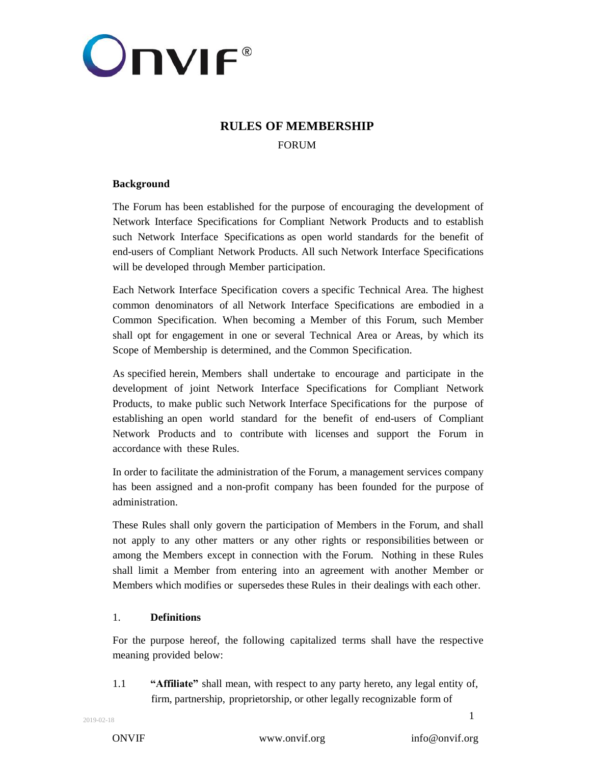# RULES OF MEMBERSHIP

FORUM

**Background**

The Forum has been established for the purpose of encouraging the development of Network Interface Specifications for Compliant Network Products and to establish such Network Interface Specifications as open world standards for the benefit of end-users of Compliant Network Products. All such Network Interface Specifications will be developed through Member participation.

Each Network Interface Specification covers a specific Technical Area. The highest common denominators of all Network Interface Specifications are embodied in a Common Specification. When becoming a Member of this Forum, such Member shall opt for engagement in one or several Technical Area or Areas, by which its Scope of Membership is determined, and the Common Specification.

As specified herein, Members shall undertake to encourage and participate in the development of joint Network Interface Specifications for Compliant Network Products, to make public such Network Interface Specifications for the purpose of establishing an open world standard for the benefit of end-users of Compliant Network Products and to contribute with licenses and support the Forum in accordance with these Rules.

In order to facilitate the administration of the Forum, a management services company has been assigned and a non-profit company has been founded for the purpose of administration.

These Rules shall only govern the participation of Members in the Forum, and shall not apply to any other matters or any other rights or responsibilities between or among the Members except in connection with the Forum. Nothing in these Rules shall limit a Member from entering into an agreement with another Member or Members which modifies or supersedes these Rules in their dealings with each other.

## 1. Definitions

For the purpose hereof, the following capitalized terms shall have the respective meaning provided below:

1.1 **"Affiliate"** shall mean, with respect to any party hereto, any legal entity of, firm, partnership, proprietorship, or other legally recognizable form of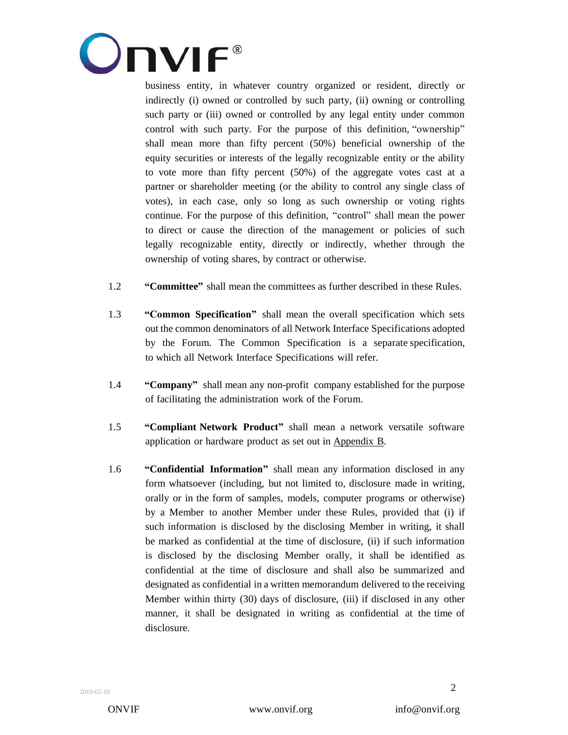business entity, in whatever country organized or resident, directly or indirectly (i) owned or controlled by such party, (ii) owning or controlling such party or (iii) owned or controlled by any legal entity under common control with such party. For the purpose of this definition, "ownership" shall mean more than fifty percent (50%) beneficial ownership of the equity securities or interests of the legally recognizable entity or the ability to vote more than fifty percent (50%) of the aggregate votes cast at a partner or shareholder meeting (or the ability to control any single class of votes), in each case, only so long as such ownership or voting rights continue. For the purpose of this definition, "control" shall mean the power to direct or cause the direction of the management or policies of such legally recognizable entity, directly or indirectly, whether through the ownership of voting shares, by contract or otherwise.

1.2 **"Committee"** shall mean the committees as further described in these Rules.

1.3 **"Common Specification"** shall mean the overall specification which sets out the common denominators of all Network Interface Specifications adopted by the Forum. The Common Specification is a separate specification, to which all Network Interface Specifications will refer.

1.4 **"Company"** shall mean any non-profit company established for the purpose of facilitating the administration work of the Forum.

1.5 **"Compliant Network Product"** shall mean a network versatile software application or hardware product as set out in Appendix B.

1.6 **"Confidential Information"** shall mean any information disclosed in any form whatsoever (including, but not limited to, disclosure made in writing, orally or in the form of samples, models, computer programs or otherwise) by a Member to another Member under these Rules, provided that (i) if such information is disclosed by the disclosing Member in writing, it shall be marked as confidential at the time of disclosure, (ii) if such information is disclosed by the disclosing Member orally, it shall be identified as confidential at the time of disclosure and shall also be summarized and designated as confidential in a written memorandum delivered to the receiving Member within thirty (30) days of disclosure, (iii) if disclosed in any other manner, it shall be designated in writing as confidential at the time of disclosure.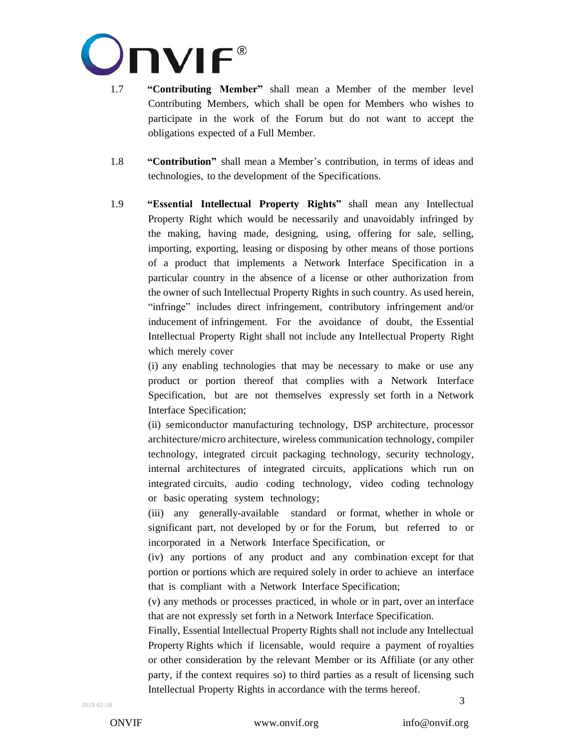1.7 **"Contributing Member"** shall mean a Member of the member level Contributing Members, which shall be open for Members who wishes to participate in the work of the Forum but do not want to accept the obligations expected of a Full Member.

1.8 **"Contribution"** shall mean a Member's contribution, in terms of ideas and technologies, to the development of the Specifications.

1.9 **"Essential Intellectual Property Rights"** shall mean any Intellectual Property Right which would be necessarily and unavoidably infringed by the making, having made, designing, using, offering for sale, selling, importing, exporting, leasing or disposing by other means of those portions of a product that implements a Network Interface Specification in a particular country in the absence of a license or other authorization from the owner of such Intellectual Property Rights in such country. As used herein, "infringe" includes direct infringement, contributory infringement and/or inducement of infringement. For the avoidance of doubt, the Essential Intellectual Property Right shall not include any Intellectual Property Right which merely cover

(i) any enabling technologies that may be necessary to make or use any product or portion thereof that complies with a Network Interface Specification, but are not themselves expressly set forth in a Network Interface Specification;

(ii) semiconductor manufacturing technology, DSP architecture, processor architecture/micro architecture, wireless communication technology, compiler technology, integrated circuit packaging technology, security technology, internal architectures of integrated circuits, applications which run on integrated circuits, audio coding technology, video coding technology or basic operating system technology;

(iii) any generally-available standard or format, whether in whole or significant part, not developed by or for the Forum, but referred to or incorporated in a Network Interface Specification, or

(iv) any portions of any product and any combination except for that portion or portions which are required solely in order to achieve an interface that is compliant with a Network Interface Specification;

(v) any methods or processes practiced, in whole or in part, over an interface that are not expressly set forth in a Network Interface Specification.

Finally, Essential Intellectual Property Rights shall not include any Intellectual Property Rights which if licensable, would require a payment of royalties or other consideration by the relevant Member or its Affiliate (or any other party, if the context requires so) to third parties as a result of licensing such Intellectual Property Rights in accordance with the terms hereof.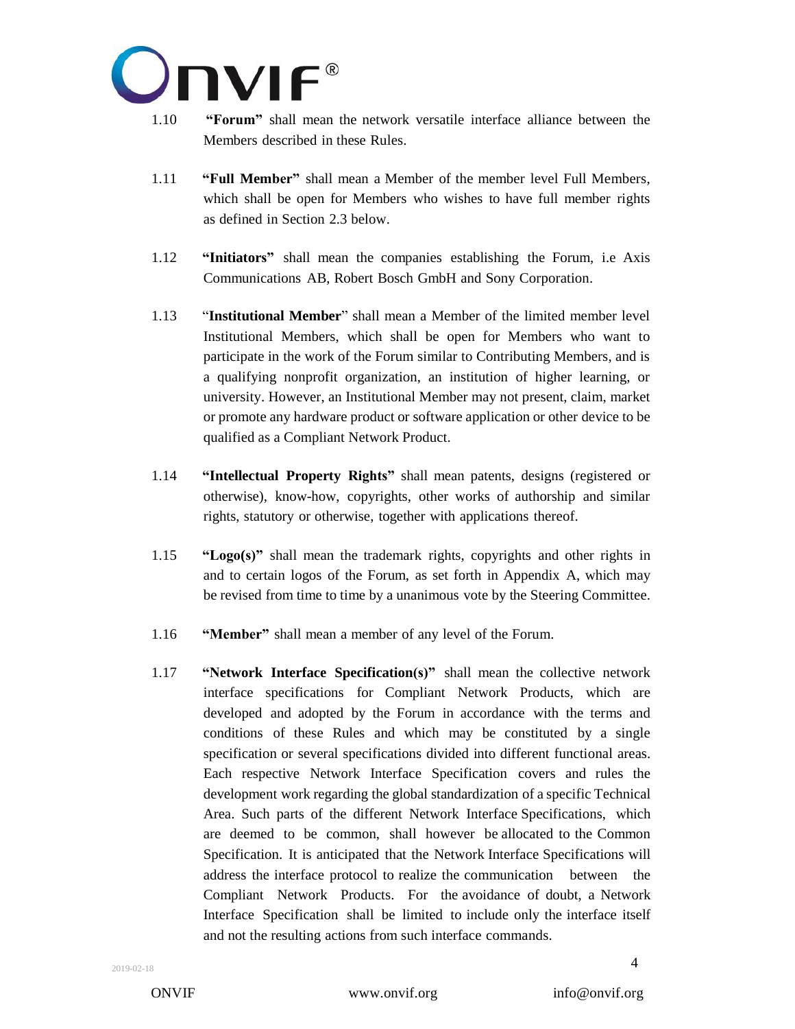1.10 **"Forum"** shall mean the network versatile interface alliance between the Members described in these Rules.

1.11 **"Full Member"** shall mean a Member of the member level Full Members, which shall be open for Members who wishes to have full member rights as defined in Section 2.3 below.

1.12 **"Initiators"** shall mean the companies establishing the Forum, i.e Axis Communications AB, Robert Bosch GmbH and Sony Corporation.

1.13 "**Institutional Member**" shall mean a Member of the limited member level Institutional Members, which shall be open for Members who want to participate in the work of the Forum similar to Contributing Members, and is a qualifying nonprofit organization, an institution of higher learning, or university. However, an Institutional Member may not present, claim, market or promote any hardware product or software application or other device to be qualified as a Compliant Network Product.

1.14 **"Intellectual Property Rights"** shall mean patents, designs (registered or otherwise), know-how, copyrights, other works of authorship and similar rights, statutory or otherwise, together with applications thereof.

1.15 **"Logo(s)"** shall mean the trademark rights, copyrights and other rights in and to certain logos of the Forum, as set forth in Appendix A, which may be revised from time to time by a unanimous vote by the Steering Committee.

1.16 **"Member"** shall mean a member of any level of the Forum.

1.17 **"Network Interface Specification(s)"** shall mean the collective network interface specifications for Compliant Network Products, which are developed and adopted by the Forum in accordance with the terms and conditions of these Rules and which may be constituted by a single specification or several specifications divided into different functional areas. Each respective Network Interface Specification covers and rules the development work regarding the global standardization of a specific Technical Area. Such parts of the different Network Interface Specifications, which are deemed to be common, shall however be allocated to the Common Specification. It is anticipated that the Network Interface Specifications will address the interface protocol to realize the communication between the Compliant Network Products. For the avoidance of doubt, a Network Interface Specification shall be limited to include only the interface itself and not the resulting actions from such interface commands.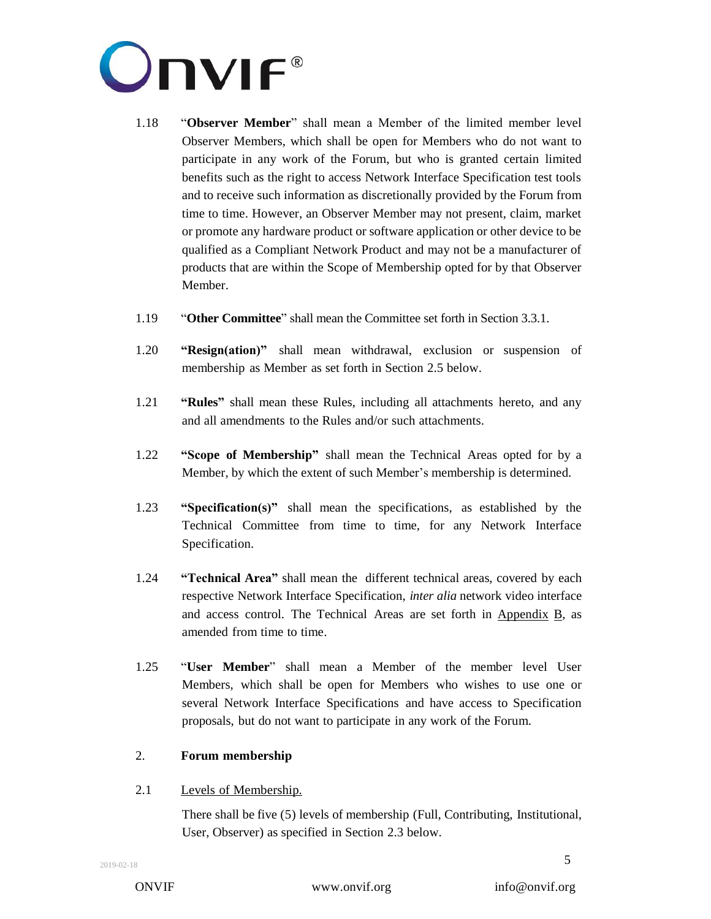1.18 "**Observer Member**" shall mean a Member of the limited member level Observer Members, which shall be open for Members who do not want to participate in any work of the Forum, but who is granted certain limited benefits such as the right to access Network Interface Specification test tools and to receive such information as discretionally provided by the Forum from time to time. However, an Observer Member may not present, claim, market or promote any hardware product or software application or other device to be qualified as a Compliant Network Product and may not be a manufacturer of products that are within the Scope of Membership opted for by that Observer Member.

1.19 "**Other Committee**" shall mean the Committee set forth in Section 3.3.1.

1.20 **"Resign(ation)"** shall mean withdrawal, exclusion or suspension of membership as Member as set forth in Section 2.5 below.

1.21 **"Rules"** shall mean these Rules, including all attachments hereto, and any and all amendments to the Rules and/or such attachments.

1.22 **"Scope of Membership"** shall mean the Technical Areas opted for by a Member, by which the extent of such Member's membership is determined.

1.23 **"Specification(s)"** shall mean the specifications, as established by the Technical Committee from time to time, for any Network Interface Specification.

1.24 **"Technical Area"** shall mean the different technical areas, covered by each respective Network Interface Specification, *inter alia* network video interface and access control. The Technical Areas are set forth in Appendix B, as amended from time to time.

1.25 "**User Member**" shall mean a Member of the member level User Members, which shall be open for Members who wishes to use one or several Network Interface Specifications and have access to Specification proposals, but do not want to participate in any work of the Forum.

## 2. Forum membership

### 2.1 Levels of Membership.

There shall be five (5) levels of membership (Full, Contributing, Institutional, User, Observer) as specified in Section 2.3 below.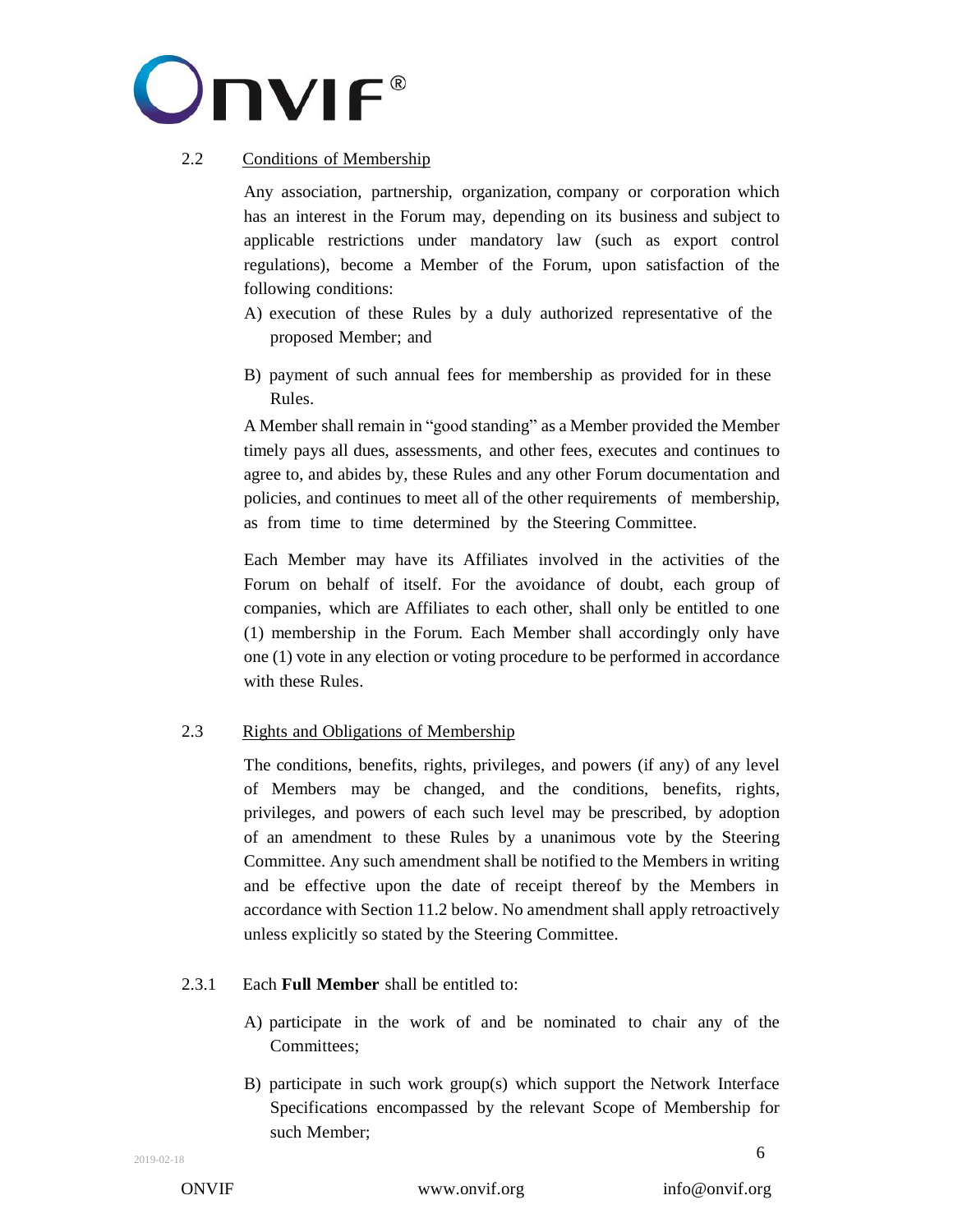### 2.2 Conditions of Membership

Any association, partnership, organization, company or corporation which has an interest in the Forum may, depending on its business and subject to applicable restrictions under mandatory law (such as export control regulations), become a Member of the Forum, upon satisfaction of the following conditions:

A) execution of these Rules by a duly authorized representative of the proposed Member; and

B) payment of such annual fees for membership as provided for in these Rules.

A Member shall remain in "good standing" as a Member provided the Member timely pays all dues, assessments, and other fees, executes and continues to agree to, and abides by, these Rules and any other Forum documentation and policies, and continues to meet all of the other requirements of membership, as from time to time determined by the Steering Committee.

Each Member may have its Affiliates involved in the activities of the Forum on behalf of itself. For the avoidance of doubt, each group of companies, which are Affiliates to each other, shall only be entitled to one (1) membership in the Forum. Each Member shall accordingly only have one (1) vote in any election or voting procedure to be performed in accordance with these Rules.

### 2.3 Rights and Obligations of Membership

The conditions, benefits, rights, privileges, and powers (if any) of any level of Members may be changed, and the conditions, benefits, rights, privileges, and powers of each such level may be prescribed, by adoption of an amendment to these Rules by a unanimous vote by the Steering Committee. Any such amendment shall be notified to the Members in writing and be effective upon the date of receipt thereof by the Members in accordance with Section 11.2 below. No amendment shall apply retroactively unless explicitly so stated by the Steering Committee.

2.3.1 Each **Full Member** shall be entitled to:

A) participate in the work of and be nominated to chair any of the Committees;

B) participate in such work group(s) which support the Network Interface Specifications encompassed by the relevant Scope of Membership for such Member;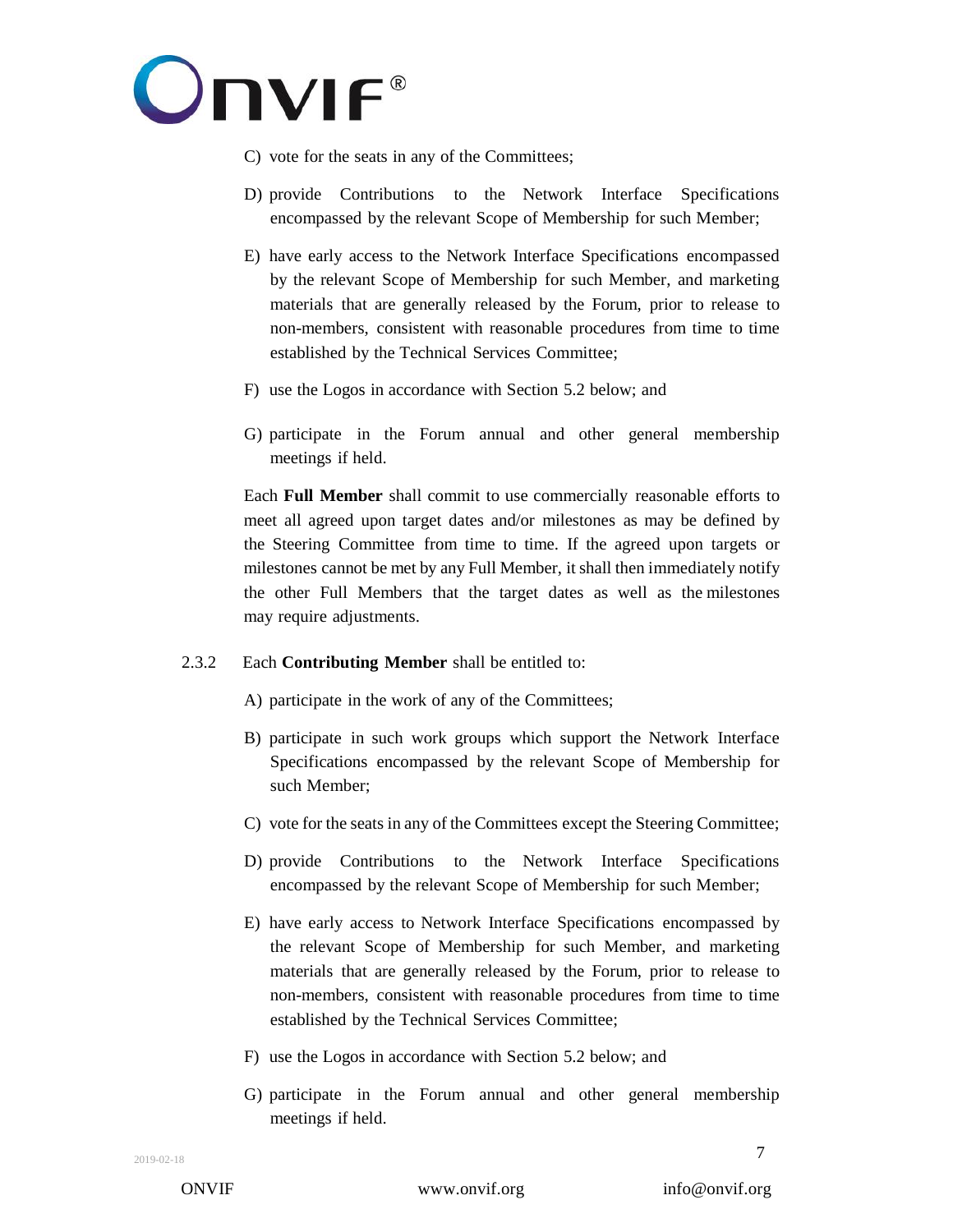C) vote for the seats in any of the Committees;

D) provide Contributions to the Network Interface Specifications encompassed by the relevant Scope of Membership for such Member;

E) have early access to the Network Interface Specifications encompassed by the relevant Scope of Membership for such Member, and marketing materials that are generally released by the Forum, prior to release to non-members, consistent with reasonable procedures from time to time established by the Technical Services Committee;

F) use the Logos in accordance with Section 5.2 below; and

G) participate in the Forum annual and other general membership meetings if held.

Each **Full Member** shall commit to use commercially reasonable efforts to meet all agreed upon target dates and/or milestones as may be defined by the Steering Committee from time to time. If the agreed upon targets or milestones cannot be met by any Full Member, it shall then immediately notify the other Full Members that the target dates as well as the milestones may require adjustments.

2.3.2 Each **Contributing Member** shall be entitled to:

A) participate in the work of any of the Committees;

B) participate in such work groups which support the Network Interface Specifications encompassed by the relevant Scope of Membership for such Member;

C) vote for the seats in any of the Committees except the Steering Committee;

D) provide Contributions to the Network Interface Specifications encompassed by the relevant Scope of Membership for such Member;

E) have early access to Network Interface Specifications encompassed by the relevant Scope of Membership for such Member, and marketing materials that are generally released by the Forum, prior to release to non-members, consistent with reasonable procedures from time to time established by the Technical Services Committee;

F) use the Logos in accordance with Section 5.2 below; and

G) participate in the Forum annual and other general membership meetings if held.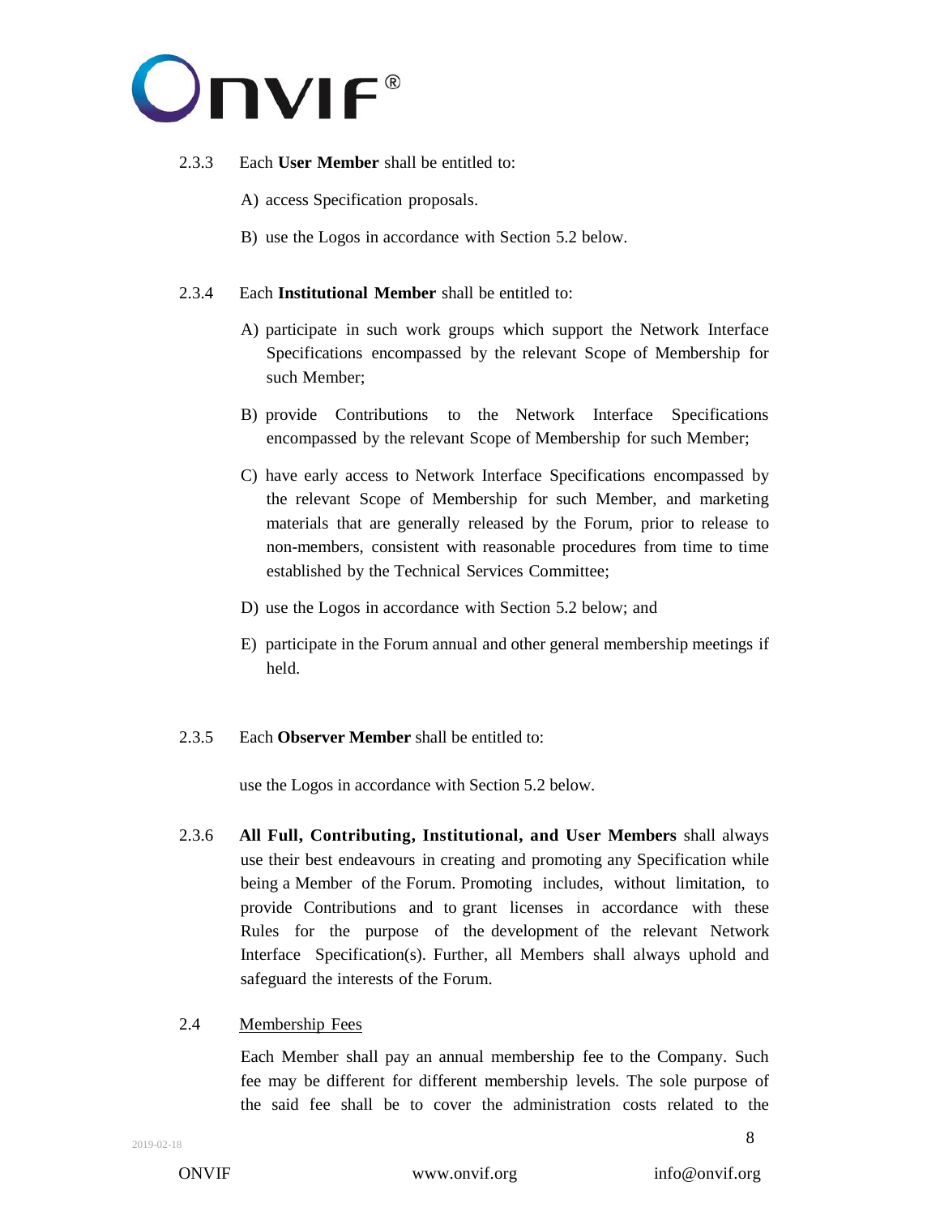2.3.3 Each **User Member** shall be entitled to:

A) access Specification proposals.

B) use the Logos in accordance with Section 5.2 below.

2.3.4 Each **Institutional Member** shall be entitled to:

A) participate in such work groups which support the Network Interface Specifications encompassed by the relevant Scope of Membership for such Member;

B) provide Contributions to the Network Interface Specifications encompassed by the relevant Scope of Membership for such Member;

C) have early access to Network Interface Specifications encompassed by the relevant Scope of Membership for such Member, and marketing materials that are generally released by the Forum, prior to release to non-members, consistent with reasonable procedures from time to time established by the Technical Services Committee;

D) use the Logos in accordance with Section 5.2 below; and

E) participate in the Forum annual and other general membership meetings if held.

2.3.5 Each **Observer Member** shall be entitled to:

use the Logos in accordance with Section 5.2 below.

2.3.6 **All Full, Contributing, Institutional, and User Members** shall always use their best endeavours in creating and promoting any Specification while being a Member of the Forum. Promoting includes, without limitation, to provide Contributions and to grant licenses in accordance with these Rules for the purpose of the development of the relevant Network Interface Specification(s). Further, all Members shall always uphold and safeguard the interests of the Forum.

2.4 Membership Fees

Each Member shall pay an annual membership fee to the Company. Such fee may be different for different membership levels. The sole purpose of the said fee shall be to cover the administration costs related to the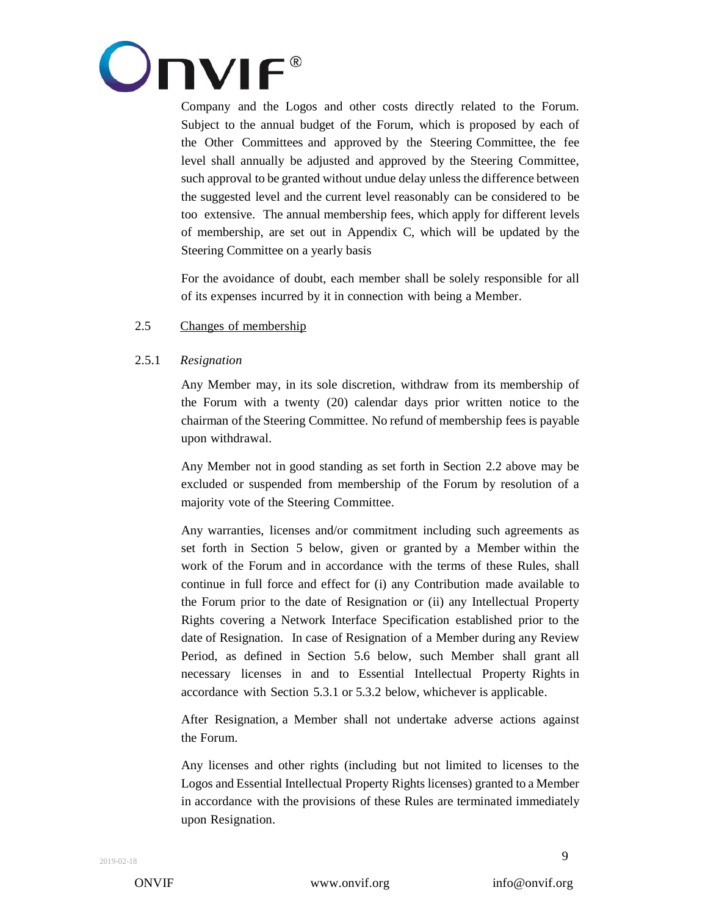Company and the Logos and other costs directly related to the Forum. Subject to the annual budget of the Forum, which is proposed by each of the Other Committees and approved by the Steering Committee, the fee level shall annually be adjusted and approved by the Steering Committee, such approval to be granted without undue delay unless the difference between the suggested level and the current level reasonably can be considered to be too extensive. The annual membership fees, which apply for different levels of membership, are set out in Appendix C, which will be updated by the Steering Committee on a yearly basis

For the avoidance of doubt, each member shall be solely responsible for all of its expenses incurred by it in connection with being a Member.

2.5 Changes of membership

2.5.1 *Resignation*

Any Member may, in its sole discretion, withdraw from its membership of the Forum with a twenty (20) calendar days prior written notice to the chairman of the Steering Committee. No refund of membership fees is payable upon withdrawal.

Any Member not in good standing as set forth in Section 2.2 above may be excluded or suspended from membership of the Forum by resolution of a majority vote of the Steering Committee.

Any warranties, licenses and/or commitment including such agreements as set forth in Section 5 below, given or granted by a Member within the work of the Forum and in accordance with the terms of these Rules, shall continue in full force and effect for (i) any Contribution made available to the Forum prior to the date of Resignation or (ii) any Intellectual Property Rights covering a Network Interface Specification established prior to the date of Resignation. In case of Resignation of a Member during any Review Period, as defined in Section 5.6 below, such Member shall grant all necessary licenses in and to Essential Intellectual Property Rights in accordance with Section 5.3.1 or 5.3.2 below, whichever is applicable.

After Resignation, a Member shall not undertake adverse actions against the Forum.

Any licenses and other rights (including but not limited to licenses to the Logos and Essential Intellectual Property Rights licenses) granted to a Member in accordance with the provisions of these Rules are terminated immediately upon Resignation.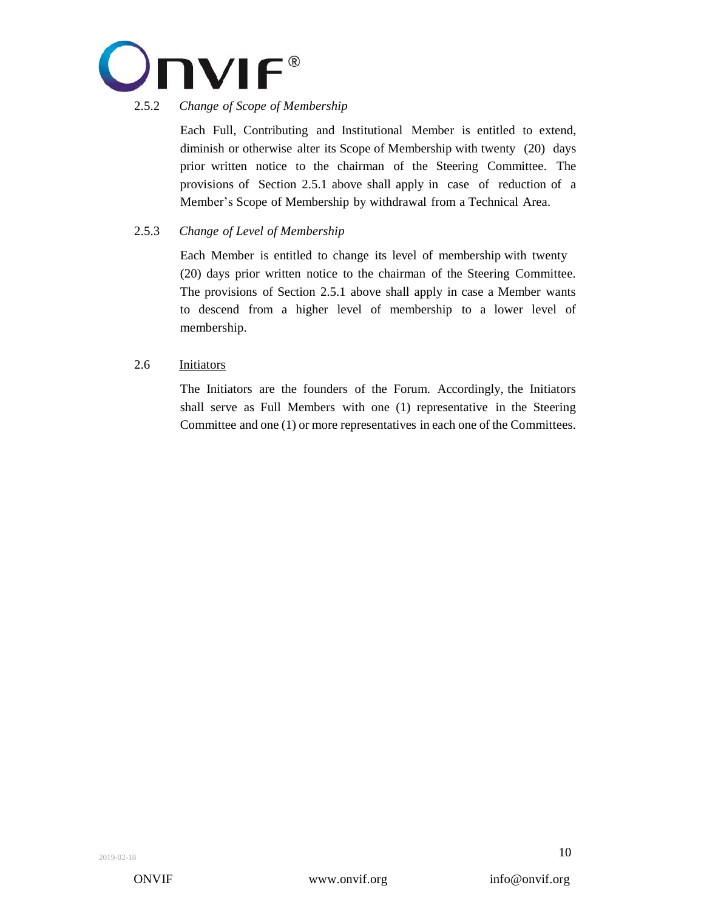#### 2.5.2 *Change of Scope of Membership*

Each Full, Contributing and Institutional Member is entitled to extend, diminish or otherwise alter its Scope of Membership with twenty (20) days prior written notice to the chairman of the Steering Committee. The provisions of Section 2.5.1 above shall apply in case of reduction of a Member's Scope of Membership by withdrawal from a Technical Area.

#### 2.5.3 *Change of Level of Membership*

Each Member is entitled to change its level of membership with twenty (20) days prior written notice to the chairman of the Steering Committee. The provisions of Section 2.5.1 above shall apply in case a Member wants to descend from a higher level of membership to a lower level of membership.

### 2.6 Initiators

The Initiators are the founders of the Forum. Accordingly, the Initiators shall serve as Full Members with one (1) representative in the Steering Committee and one (1) or more representatives in each one of the Committees.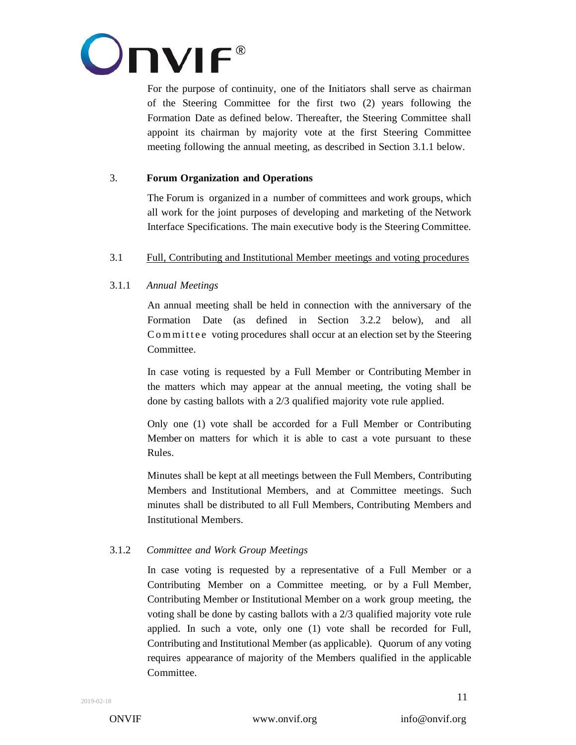For the purpose of continuity, one of the Initiators shall serve as chairman of the Steering Committee for the first two (2) years following the Formation Date as defined below. Thereafter, the Steering Committee shall appoint its chairman by majority vote at the first Steering Committee meeting following the annual meeting, as described in Section 3.1.1 below.

## 3. Forum Organization and Operations

The Forum is organized in a number of committees and work groups, which all work for the joint purposes of developing and marketing of the Network Interface Specifications. The main executive body is the Steering Committee.

### 3.1 Full, Contributing and Institutional Member meetings and voting procedures

#### 3.1.1 *Annual Meetings*

An annual meeting shall be held in connection with the anniversary of the Formation Date (as defined in Section 3.2.2 below), and all Committee voting procedures shall occur at an election set by the Steering Committee.

In case voting is requested by a Full Member or Contributing Member in the matters which may appear at the annual meeting, the voting shall be done by casting ballots with a 2/3 qualified majority vote rule applied.

Only one (1) vote shall be accorded for a Full Member or Contributing Member on matters for which it is able to cast a vote pursuant to these Rules.

Minutes shall be kept at all meetings between the Full Members, Contributing Members and Institutional Members, and at Committee meetings. Such minutes shall be distributed to all Full Members, Contributing Members and Institutional Members.

#### 3.1.2 *Committee and Work Group Meetings*

In case voting is requested by a representative of a Full Member or a Contributing Member on a Committee meeting, or by a Full Member, Contributing Member or Institutional Member on a work group meeting, the voting shall be done by casting ballots with a 2/3 qualified majority vote rule applied. In such a vote, only one (1) vote shall be recorded for Full, Contributing and Institutional Member (as applicable). Quorum of any voting requires appearance of majority of the Members qualified in the applicable Committee.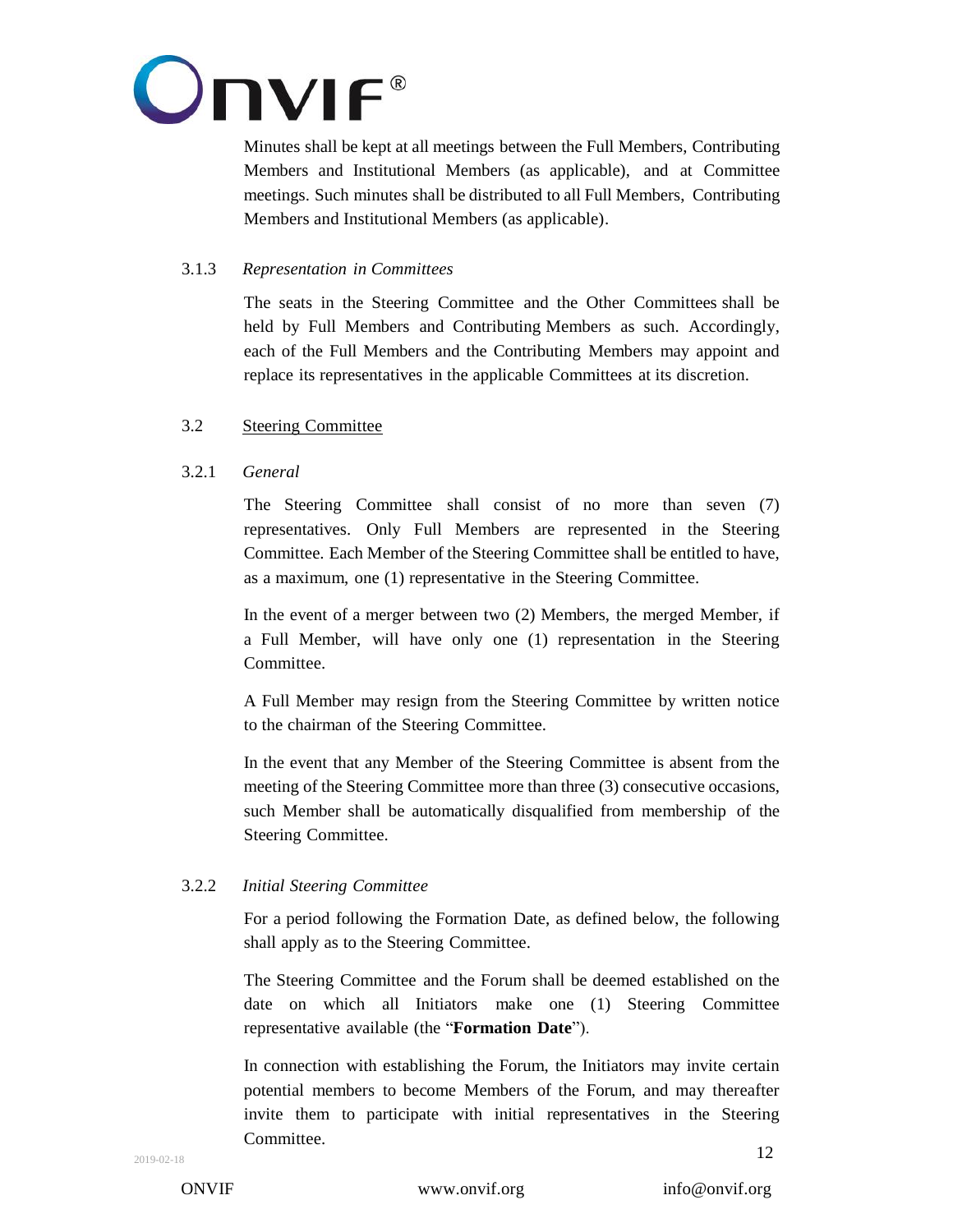Minutes shall be kept at all meetings between the Full Members, Contributing Members and Institutional Members (as applicable), and at Committee meetings. Such minutes shall be distributed to all Full Members, Contributing Members and Institutional Members (as applicable).

3.1.3 *Representation in Committees*

The seats in the Steering Committee and the Other Committees shall be held by Full Members and Contributing Members as such. Accordingly, each of the Full Members and the Contributing Members may appoint and replace its representatives in the applicable Committees at its discretion.

3.2 Steering Committee

3.2.1 *General*

The Steering Committee shall consist of no more than seven (7) representatives. Only Full Members are represented in the Steering Committee. Each Member of the Steering Committee shall be entitled to have, as a maximum, one (1) representative in the Steering Committee.

In the event of a merger between two (2) Members, the merged Member, if a Full Member, will have only one (1) representation in the Steering Committee.

A Full Member may resign from the Steering Committee by written notice to the chairman of the Steering Committee.

In the event that any Member of the Steering Committee is absent from the meeting of the Steering Committee more than three (3) consecutive occasions, such Member shall be automatically disqualified from membership of the Steering Committee.

3.2.2 *Initial Steering Committee*

For a period following the Formation Date, as defined below, the following shall apply as to the Steering Committee.

The Steering Committee and the Forum shall be deemed established on the date on which all Initiators make one (1) Steering Committee representative available (the "**Formation Date**").

In connection with establishing the Forum, the Initiators may invite certain potential members to become Members of the Forum, and may thereafter invite them to participate with initial representatives in the Steering Committee.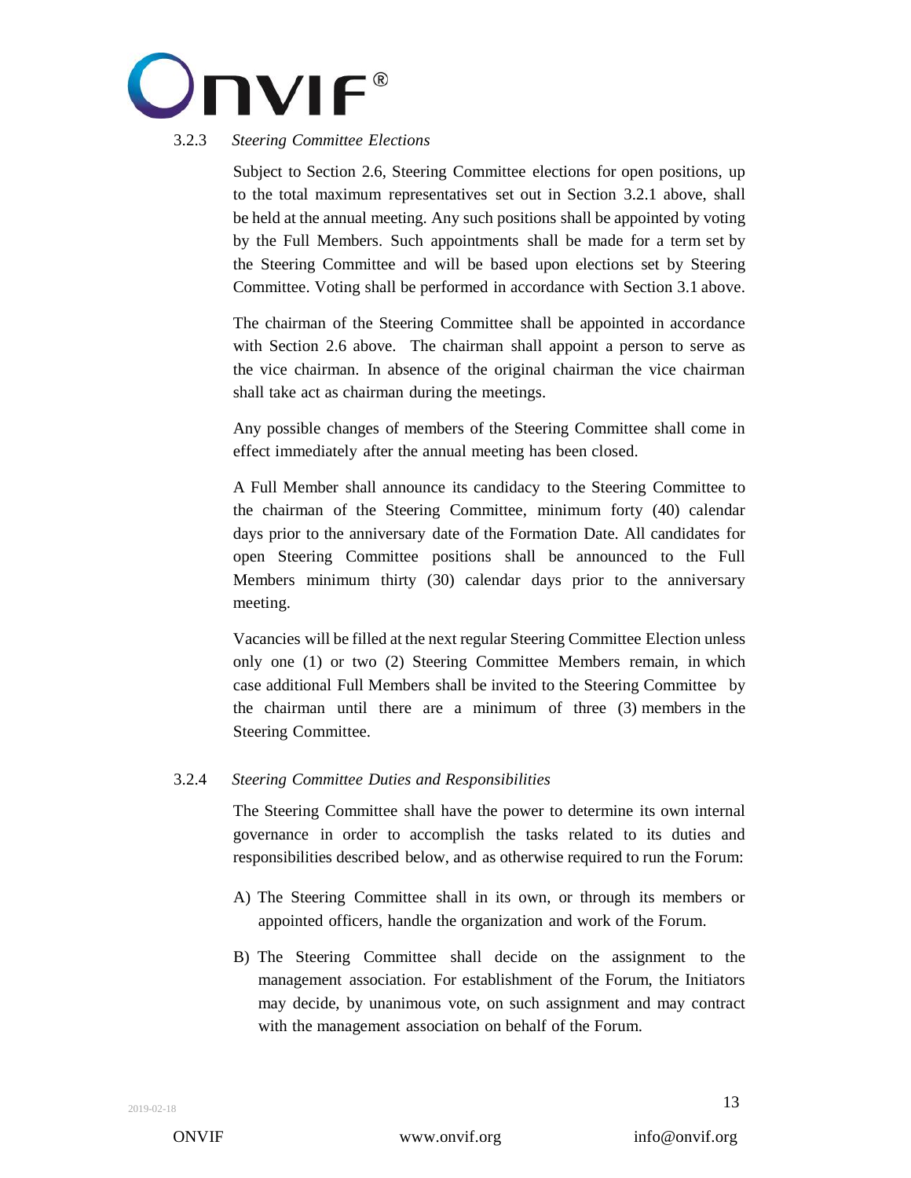#### 3.2.3 *Steering Committee Elections*

Subject to Section 2.6, Steering Committee elections for open positions, up to the total maximum representatives set out in Section 3.2.1 above, shall be held at the annual meeting. Any such positions shall be appointed by voting by the Full Members. Such appointments shall be made for a term set by the Steering Committee and will be based upon elections set by Steering Committee. Voting shall be performed in accordance with Section 3.1 above.

The chairman of the Steering Committee shall be appointed in accordance with Section 2.6 above. The chairman shall appoint a person to serve as the vice chairman. In absence of the original chairman the vice chairman shall take act as chairman during the meetings.

Any possible changes of members of the Steering Committee shall come in effect immediately after the annual meeting has been closed.

A Full Member shall announce its candidacy to the Steering Committee to the chairman of the Steering Committee, minimum forty (40) calendar days prior to the anniversary date of the Formation Date. All candidates for open Steering Committee positions shall be announced to the Full Members minimum thirty (30) calendar days prior to the anniversary meeting.

Vacancies will be filled at the next regular Steering Committee Election unless only one (1) or two (2) Steering Committee Members remain, in which case additional Full Members shall be invited to the Steering Committee by the chairman until there are a minimum of three (3) members in the Steering Committee.

#### 3.2.4 *Steering Committee Duties and Responsibilities*

The Steering Committee shall have the power to determine its own internal governance in order to accomplish the tasks related to its duties and responsibilities described below, and as otherwise required to run the Forum:

A) The Steering Committee shall in its own, or through its members or appointed officers, handle the organization and work of the Forum.

B) The Steering Committee shall decide on the assignment to the management association. For establishment of the Forum, the Initiators may decide, by unanimous vote, on such assignment and may contract with the management association on behalf of the Forum.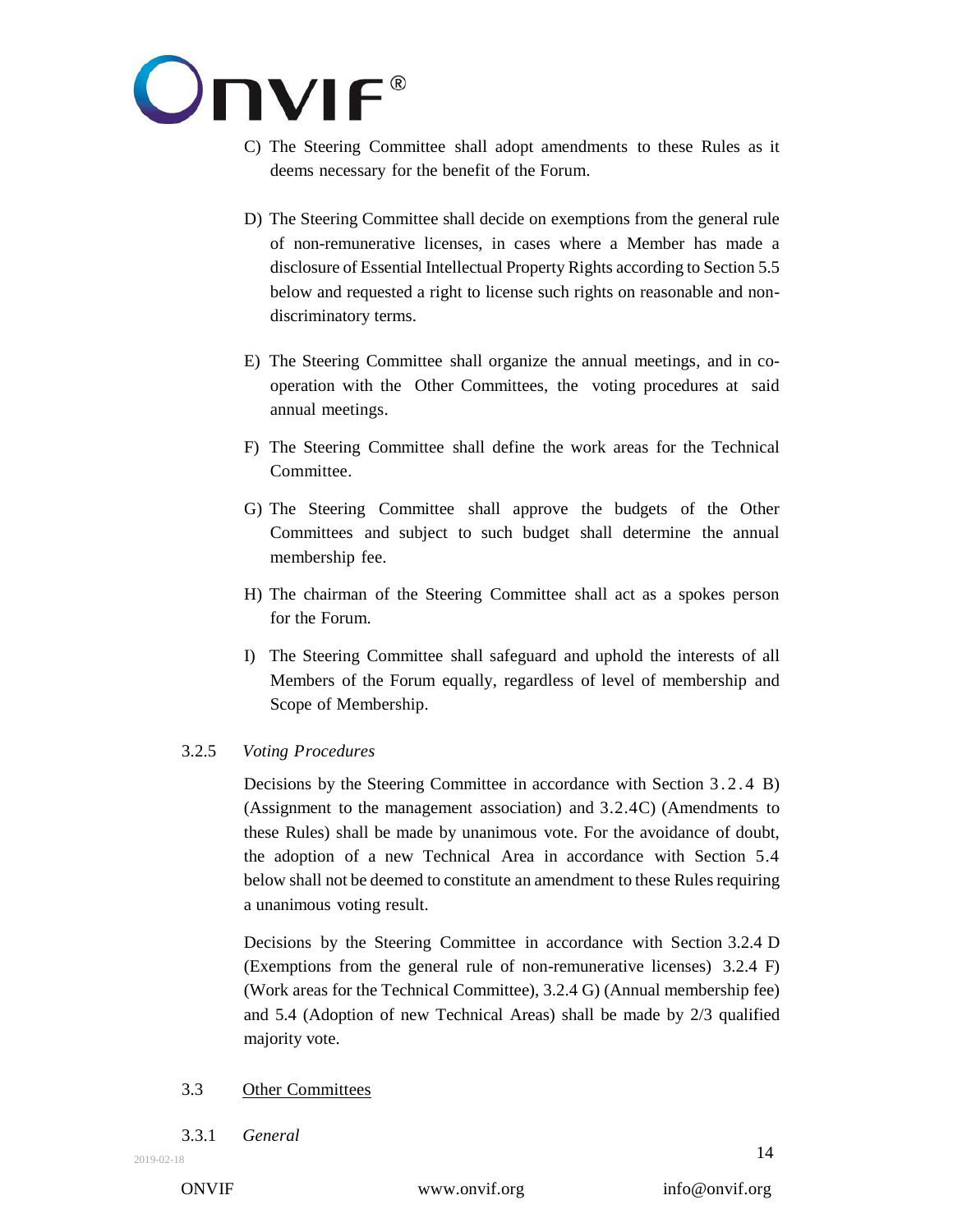C) The Steering Committee shall adopt amendments to these Rules as it deems necessary for the benefit of the Forum.

D) The Steering Committee shall decide on exemptions from the general rule of non-remunerative licenses, in cases where a Member has made a disclosure of Essential Intellectual Property Rights according to Section 5.5 below and requested a right to license such rights on reasonable and non-discriminatory terms.

E) The Steering Committee shall organize the annual meetings, and in co-operation with the Other Committees, the voting procedures at said annual meetings.

F) The Steering Committee shall define the work areas for the Technical Committee.

G) The Steering Committee shall approve the budgets of the Other Committees and subject to such budget shall determine the annual membership fee.

H) The chairman of the Steering Committee shall act as a spokes person for the Forum.

I) The Steering Committee shall safeguard and uphold the interests of all Members of the Forum equally, regardless of level of membership and Scope of Membership.

3.2.5 *Voting Procedures*

Decisions by the Steering Committee in accordance with Section 3.2.4 B) (Assignment to the management association) and 3.2.4C) (Amendments to these Rules) shall be made by unanimous vote. For the avoidance of doubt, the adoption of a new Technical Area in accordance with Section 5.4 below shall not be deemed to constitute an amendment to these Rules requiring a unanimous voting result.

Decisions by the Steering Committee in accordance with Section 3.2.4 D (Exemptions from the general rule of non-remunerative licenses) 3.2.4 F) (Work areas for the Technical Committee), 3.2.4 G) (Annual membership fee) and 5.4 (Adoption of new Technical Areas) shall be made by 2/3 qualified majority vote.

3.3 Other Committees

3.3.1 *General*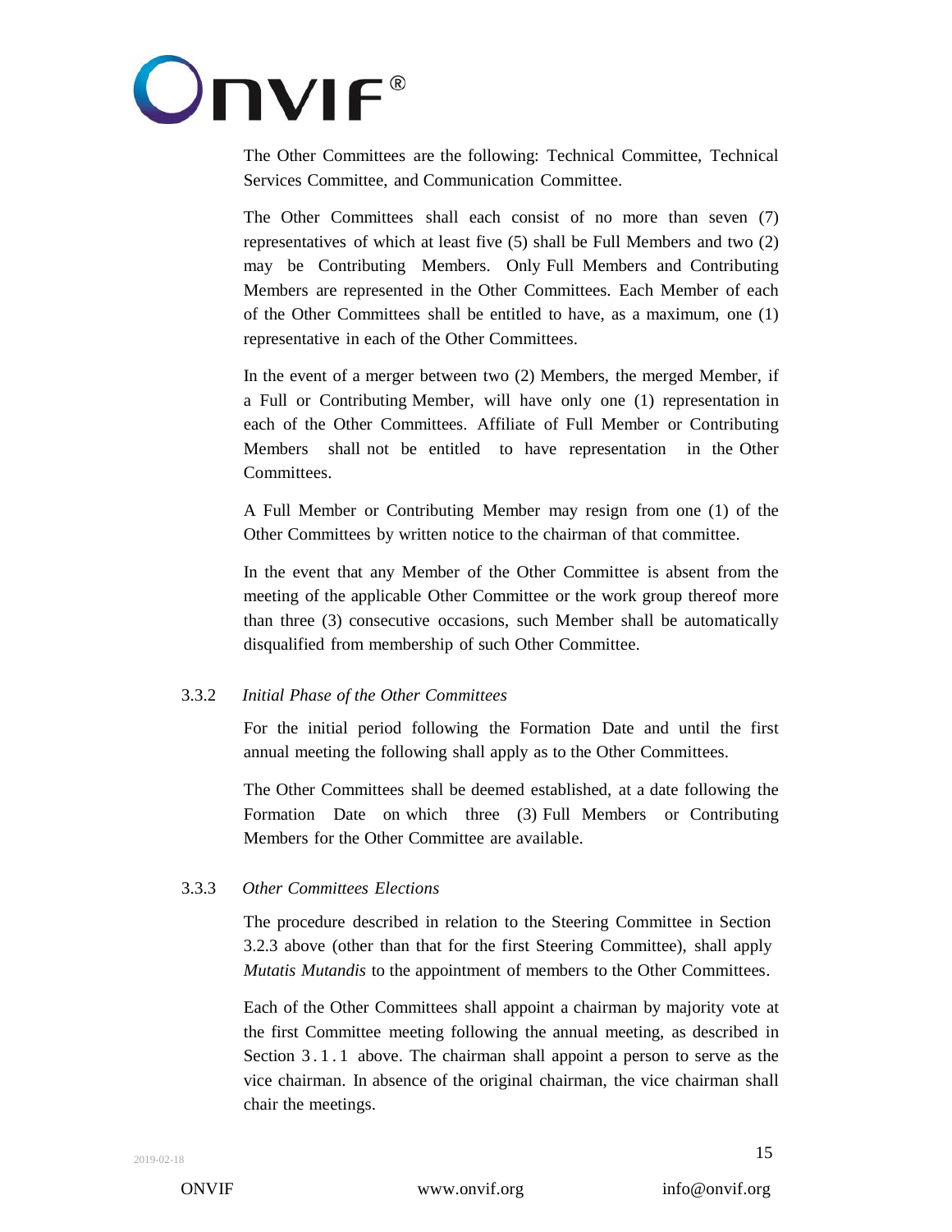The Other Committees are the following: Technical Committee, Technical Services Committee, and Communication Committee.

The Other Committees shall each consist of no more than seven (7) representatives of which at least five (5) shall be Full Members and two (2) may be Contributing Members. Only Full Members and Contributing Members are represented in the Other Committees. Each Member of each of the Other Committees shall be entitled to have, as a maximum, one (1) representative in each of the Other Committees.

In the event of a merger between two (2) Members, the merged Member, if a Full or Contributing Member, will have only one (1) representation in each of the Other Committees. Affiliate of Full Member or Contributing Members shall not be entitled to have representation in the Other Committees.

A Full Member or Contributing Member may resign from one (1) of the Other Committees by written notice to the chairman of that committee.

In the event that any Member of the Other Committee is absent from the meeting of the applicable Other Committee or the work group thereof more than three (3) consecutive occasions, such Member shall be automatically disqualified from membership of such Other Committee.

### 3.3.2 *Initial Phase of the Other Committees*

For the initial period following the Formation Date and until the first annual meeting the following shall apply as to the Other Committees.

The Other Committees shall be deemed established, at a date following the Formation Date on which three (3) Full Members or Contributing Members for the Other Committee are available.

### 3.3.3 *Other Committees Elections*

The procedure described in relation to the Steering Committee in Section 3.2.3 above (other than that for the first Steering Committee), shall apply *Mutatis Mutandis* to the appointment of members to the Other Committees.

Each of the Other Committees shall appoint a chairman by majority vote at the first Committee meeting following the annual meeting, as described in Section 3.1.1 above. The chairman shall appoint a person to serve as the vice chairman. In absence of the original chairman, the vice chairman shall chair the meetings.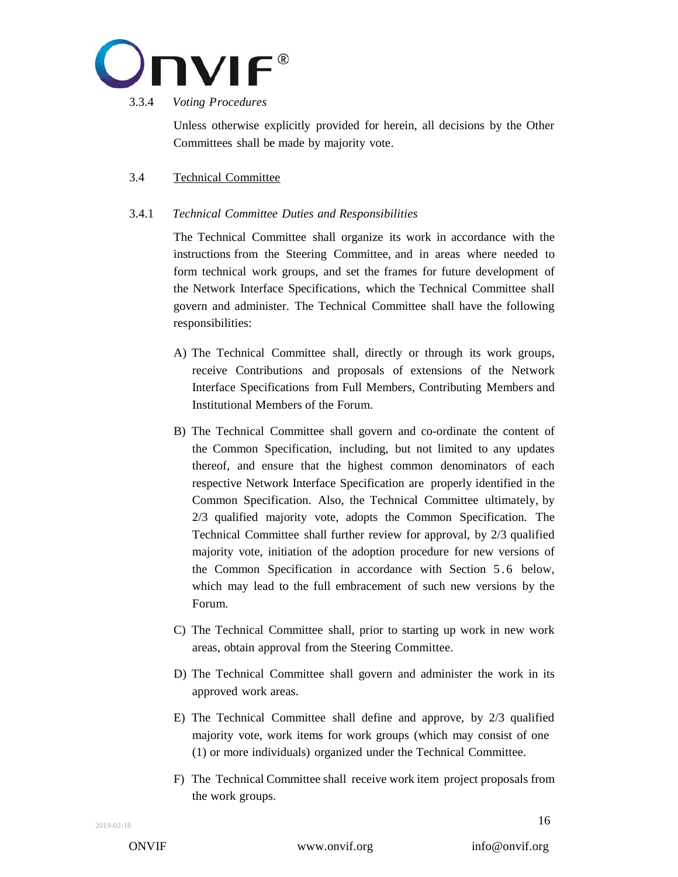#### 3.3.4 *Voting Procedures*

Unless otherwise explicitly provided for herein, all decisions by the Other Committees shall be made by majority vote.

### 3.4 Technical Committee

#### 3.4.1 *Technical Committee Duties and Responsibilities*

The Technical Committee shall organize its work in accordance with the instructions from the Steering Committee, and in areas where needed to form technical work groups, and set the frames for future development of the Network Interface Specifications, which the Technical Committee shall govern and administer. The Technical Committee shall have the following responsibilities:

A) The Technical Committee shall, directly or through its work groups, receive Contributions and proposals of extensions of the Network Interface Specifications from Full Members, Contributing Members and Institutional Members of the Forum.

B) The Technical Committee shall govern and co-ordinate the content of the Common Specification, including, but not limited to any updates thereof, and ensure that the highest common denominators of each respective Network Interface Specification are properly identified in the Common Specification. Also, the Technical Committee ultimately, by 2/3 qualified majority vote, adopts the Common Specification. The Technical Committee shall further review for approval, by 2/3 qualified majority vote, initiation of the adoption procedure for new versions of the Common Specification in accordance with Section 5.6 below, which may lead to the full embracement of such new versions by the Forum.

C) The Technical Committee shall, prior to starting up work in new work areas, obtain approval from the Steering Committee.

D) The Technical Committee shall govern and administer the work in its approved work areas.

E) The Technical Committee shall define and approve, by 2/3 qualified majority vote, work items for work groups (which may consist of one (1) or more individuals) organized under the Technical Committee.

F) The Technical Committee shall receive work item project proposals from the work groups.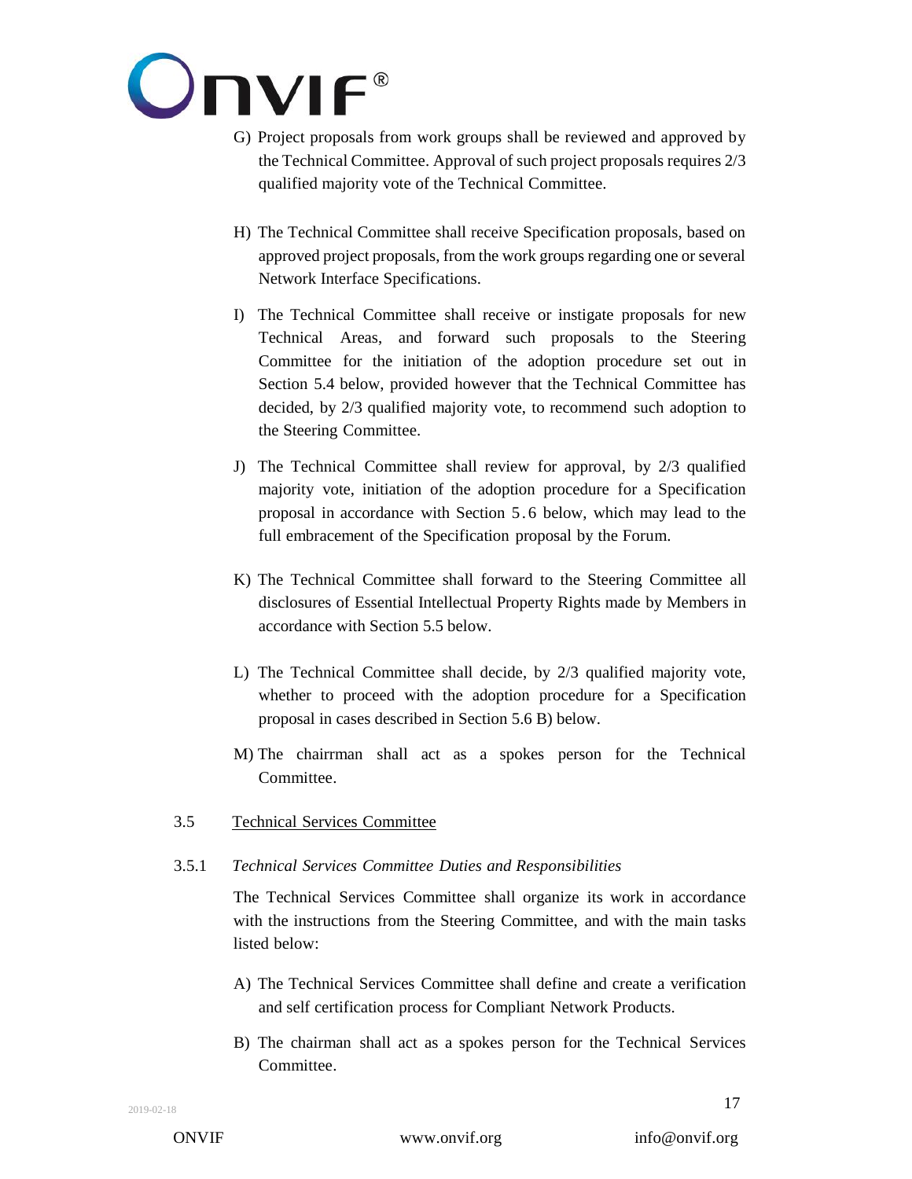G) Project proposals from work groups shall be reviewed and approved by the Technical Committee. Approval of such project proposals requires 2/3 qualified majority vote of the Technical Committee.

H) The Technical Committee shall receive Specification proposals, based on approved project proposals, from the work groups regarding one or several Network Interface Specifications.

I) The Technical Committee shall receive or instigate proposals for new Technical Areas, and forward such proposals to the Steering Committee for the initiation of the adoption procedure set out in Section 5.4 below, provided however that the Technical Committee has decided, by 2/3 qualified majority vote, to recommend such adoption to the Steering Committee.

J) The Technical Committee shall review for approval, by 2/3 qualified majority vote, initiation of the adoption procedure for a Specification proposal in accordance with Section 5.6 below, which may lead to the full embracement of the Specification proposal by the Forum.

K) The Technical Committee shall forward to the Steering Committee all disclosures of Essential Intellectual Property Rights made by Members in accordance with Section 5.5 below.

L) The Technical Committee shall decide, by 2/3 qualified majority vote, whether to proceed with the adoption procedure for a Specification proposal in cases described in Section 5.6 B) below.

M) The chairrman shall act as a spokes person for the Technical Committee.

## 3.5 Technical Services Committee

### 3.5.1 *Technical Services Committee Duties and Responsibilities*

The Technical Services Committee shall organize its work in accordance with the instructions from the Steering Committee, and with the main tasks listed below:

A) The Technical Services Committee shall define and create a verification and self certification process for Compliant Network Products.

B) The chairman shall act as a spokes person for the Technical Services Committee.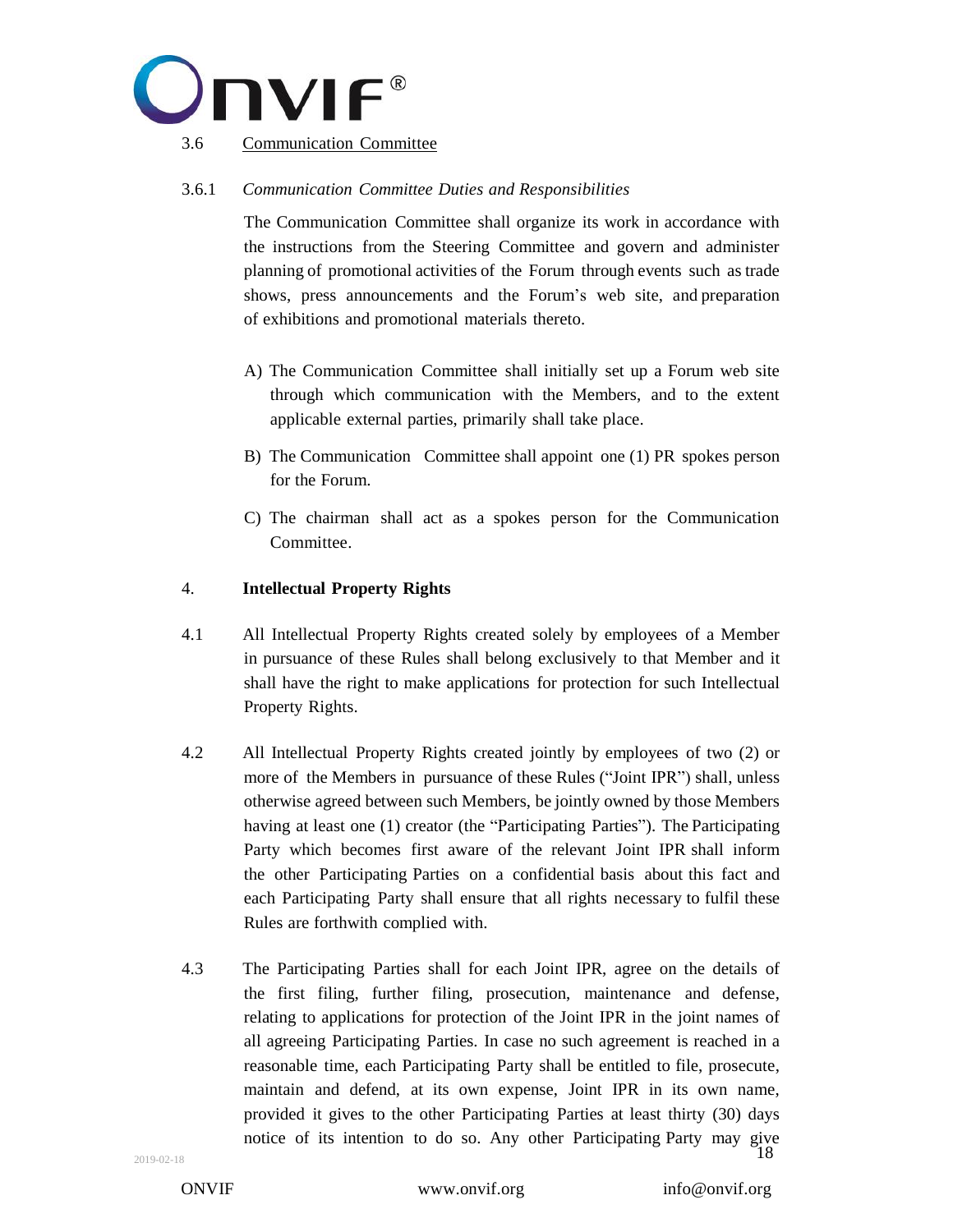### 3.6 Communication Committee

#### 3.6.1 *Communication Committee Duties and Responsibilities*

The Communication Committee shall organize its work in accordance with the instructions from the Steering Committee and govern and administer planning of promotional activities of the Forum through events such as trade shows, press announcements and the Forum's web site, and preparation of exhibitions and promotional materials thereto.

A) The Communication Committee shall initially set up a Forum web site through which communication with the Members, and to the extent applicable external parties, primarily shall take place.

B) The Communication Committee shall appoint one (1) PR spokes person for the Forum.

C) The chairman shall act as a spokes person for the Communication Committee.

## 4. **Intellectual Property Rights**

4.1 All Intellectual Property Rights created solely by employees of a Member in pursuance of these Rules shall belong exclusively to that Member and it shall have the right to make applications for protection for such Intellectual Property Rights.

4.2 All Intellectual Property Rights created jointly by employees of two (2) or more of the Members in pursuance of these Rules ("Joint IPR") shall, unless otherwise agreed between such Members, be jointly owned by those Members having at least one (1) creator (the "Participating Parties"). The Participating Party which becomes first aware of the relevant Joint IPR shall inform the other Participating Parties on a confidential basis about this fact and each Participating Party shall ensure that all rights necessary to fulfil these Rules are forthwith complied with.

4.3 The Participating Parties shall for each Joint IPR, agree on the details of the first filing, further filing, prosecution, maintenance and defense, relating to applications for protection of the Joint IPR in the joint names of all agreeing Participating Parties. In case no such agreement is reached in a reasonable time, each Participating Party shall be entitled to file, prosecute, maintain and defend, at its own expense, Joint IPR in its own name, provided it gives to the other Participating Parties at least thirty (30) days notice of its intention to do so. Any other Participating Party may give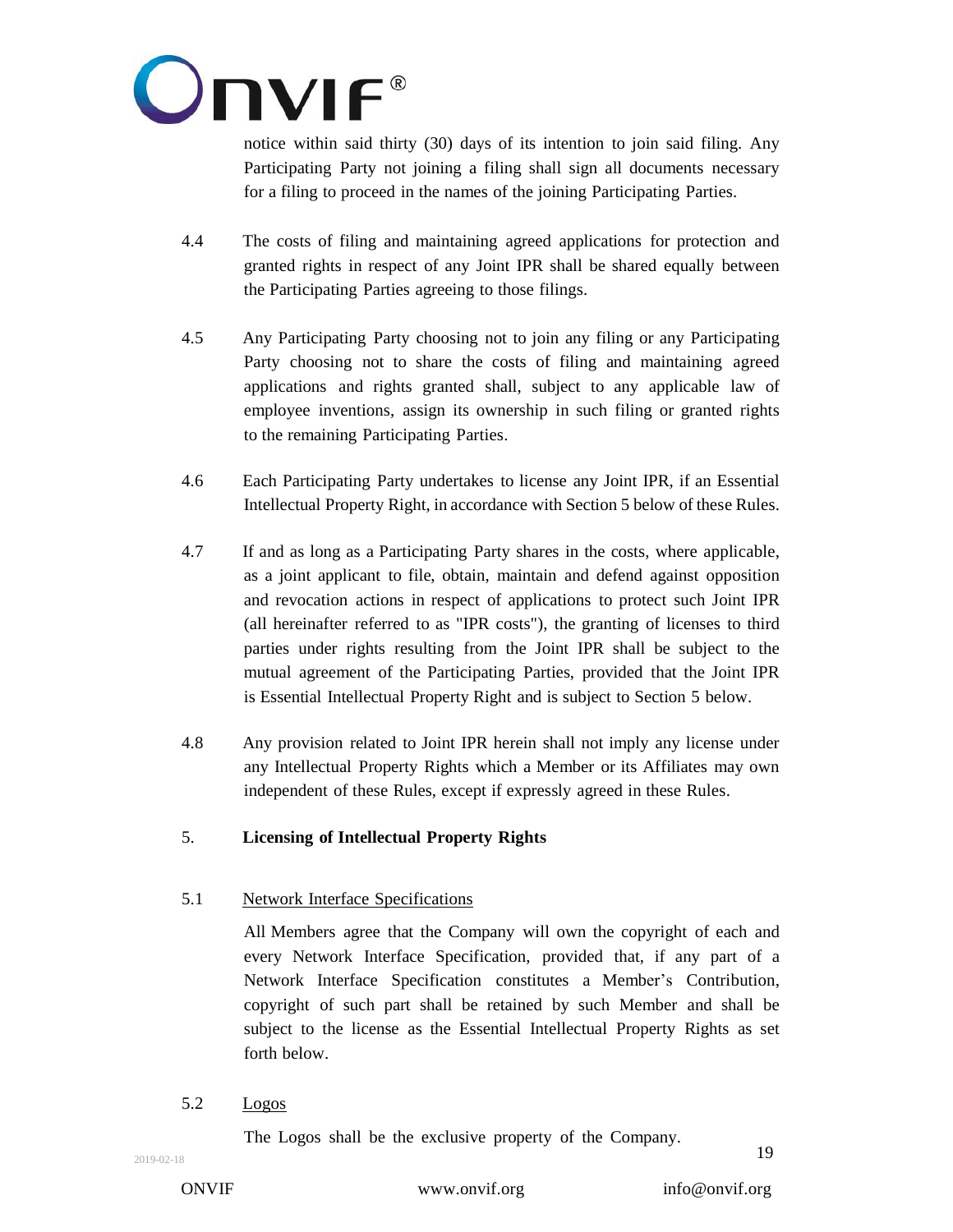notice within said thirty (30) days of its intention to join said filing. Any Participating Party not joining a filing shall sign all documents necessary for a filing to proceed in the names of the joining Participating Parties.

4.4 The costs of filing and maintaining agreed applications for protection and granted rights in respect of any Joint IPR shall be shared equally between the Participating Parties agreeing to those filings.

4.5 Any Participating Party choosing not to join any filing or any Participating Party choosing not to share the costs of filing and maintaining agreed applications and rights granted shall, subject to any applicable law of employee inventions, assign its ownership in such filing or granted rights to the remaining Participating Parties.

4.6 Each Participating Party undertakes to license any Joint IPR, if an Essential Intellectual Property Right, in accordance with Section 5 below of these Rules.

4.7 If and as long as a Participating Party shares in the costs, where applicable, as a joint applicant to file, obtain, maintain and defend against opposition and revocation actions in respect of applications to protect such Joint IPR (all hereinafter referred to as "IPR costs"), the granting of licenses to third parties under rights resulting from the Joint IPR shall be subject to the mutual agreement of the Participating Parties, provided that the Joint IPR is Essential Intellectual Property Right and is subject to Section 5 below.

4.8 Any provision related to Joint IPR herein shall not imply any license under any Intellectual Property Rights which a Member or its Affiliates may own independent of these Rules, except if expressly agreed in these Rules.

## 5. Licensing of Intellectual Property Rights

5.1 Network Interface Specifications

All Members agree that the Company will own the copyright of each and every Network Interface Specification, provided that, if any part of a Network Interface Specification constitutes a Member's Contribution, copyright of such part shall be retained by such Member and shall be subject to the license as the Essential Intellectual Property Rights as set forth below.

5.2 Logos

The Logos shall be the exclusive property of the Company.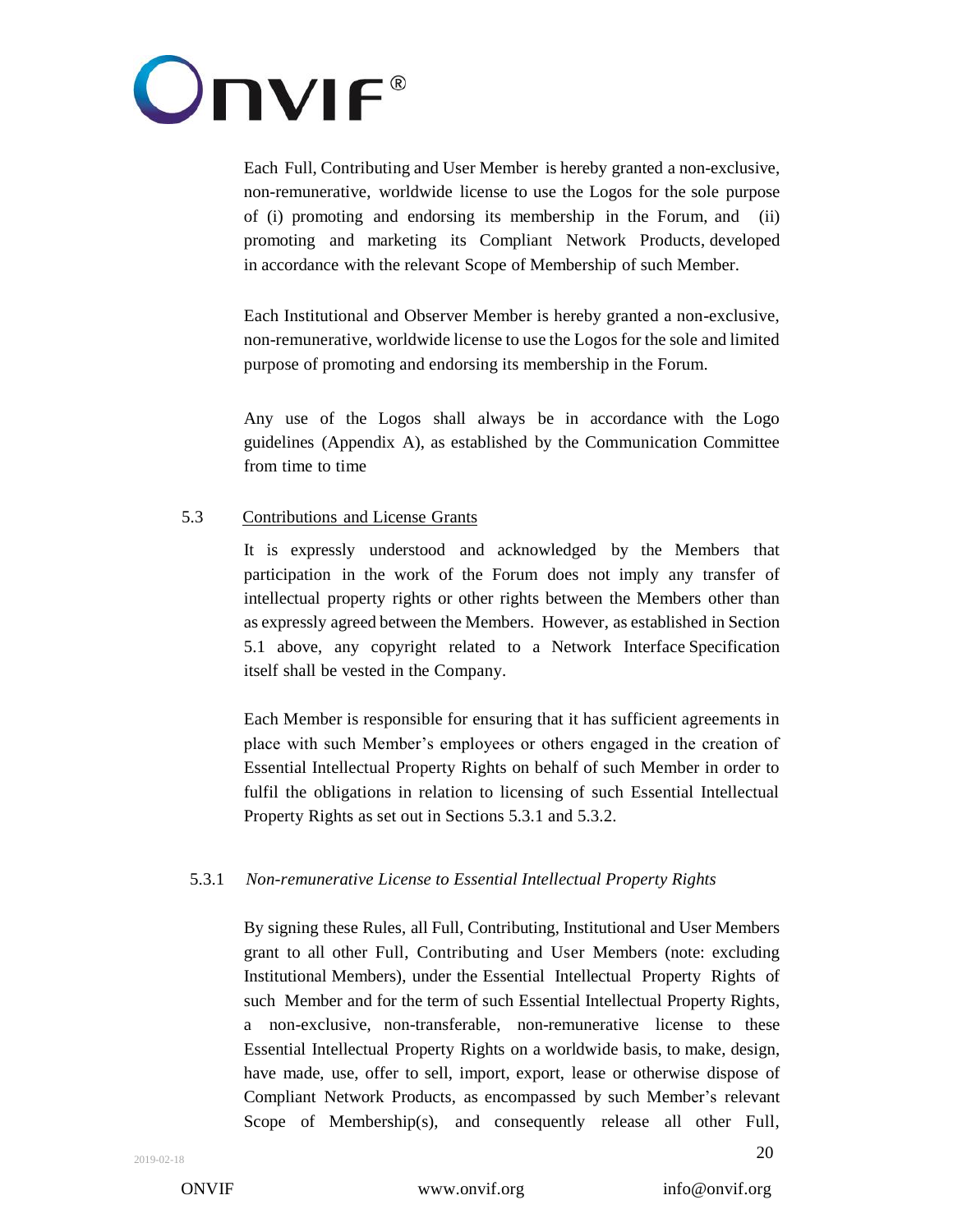Each Full, Contributing and User Member is hereby granted a non-exclusive, non-remunerative, worldwide license to use the Logos for the sole purpose of (i) promoting and endorsing its membership in the Forum, and (ii) promoting and marketing its Compliant Network Products, developed in accordance with the relevant Scope of Membership of such Member.

Each Institutional and Observer Member is hereby granted a non-exclusive, non-remunerative, worldwide license to use the Logos for the sole and limited purpose of promoting and endorsing its membership in the Forum.

Any use of the Logos shall always be in accordance with the Logo guidelines (Appendix A), as established by the Communication Committee from time to time

### 5.3 Contributions and License Grants

It is expressly understood and acknowledged by the Members that participation in the work of the Forum does not imply any transfer of intellectual property rights or other rights between the Members other than as expressly agreed between the Members. However, as established in Section 5.1 above, any copyright related to a Network Interface Specification itself shall be vested in the Company.

Each Member is responsible for ensuring that it has sufficient agreements in place with such Member's employees or others engaged in the creation of Essential Intellectual Property Rights on behalf of such Member in order to fulfil the obligations in relation to licensing of such Essential Intellectual Property Rights as set out in Sections 5.3.1 and 5.3.2.

#### 5.3.1 *Non-remunerative License to Essential Intellectual Property Rights*

By signing these Rules, all Full, Contributing, Institutional and User Members grant to all other Full, Contributing and User Members (note: excluding Institutional Members), under the Essential Intellectual Property Rights of such Member and for the term of such Essential Intellectual Property Rights, a non-exclusive, non-transferable, non-remunerative license to these Essential Intellectual Property Rights on a worldwide basis, to make, design, have made, use, offer to sell, import, export, lease or otherwise dispose of Compliant Network Products, as encompassed by such Member's relevant Scope of Membership(s), and consequently release all other Full,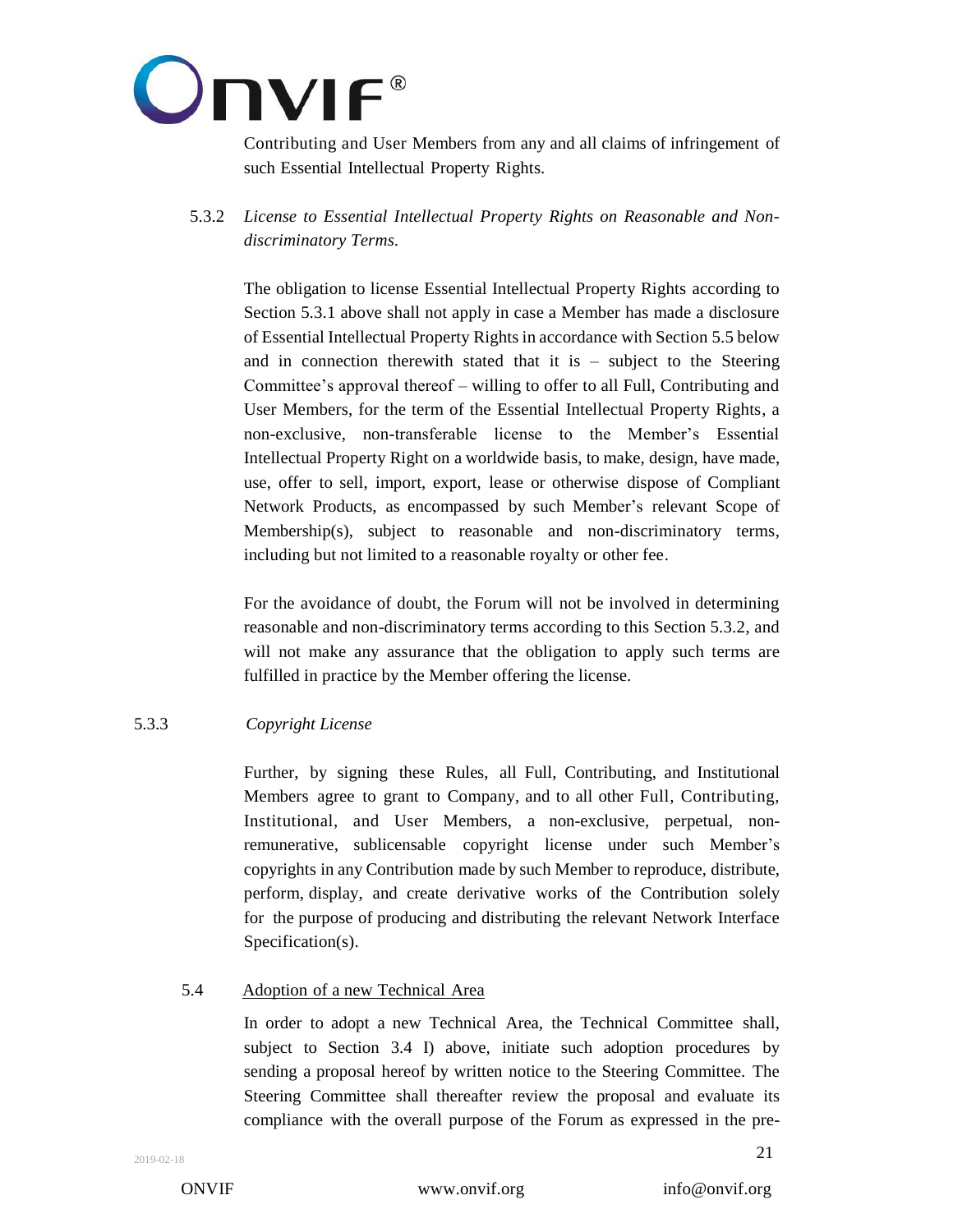Contributing and User Members from any and all claims of infringement of such Essential Intellectual Property Rights.

5.3.2 *License to Essential Intellectual Property Rights on Reasonable and Non-discriminatory Terms.*

The obligation to license Essential Intellectual Property Rights according to Section 5.3.1 above shall not apply in case a Member has made a disclosure of Essential Intellectual Property Rights in accordance with Section 5.5 below and in connection therewith stated that it is – subject to the Steering Committee's approval thereof – willing to offer to all Full, Contributing and User Members, for the term of the Essential Intellectual Property Rights, a non-exclusive, non-transferable license to the Member's Essential Intellectual Property Right on a worldwide basis, to make, design, have made, use, offer to sell, import, export, lease or otherwise dispose of Compliant Network Products, as encompassed by such Member's relevant Scope of Membership(s), subject to reasonable and non-discriminatory terms, including but not limited to a reasonable royalty or other fee.

For the avoidance of doubt, the Forum will not be involved in determining reasonable and non-discriminatory terms according to this Section 5.3.2, and will not make any assurance that the obligation to apply such terms are fulfilled in practice by the Member offering the license.

5.3.3 *Copyright License*

Further, by signing these Rules, all Full, Contributing, and Institutional Members agree to grant to Company, and to all other Full, Contributing, Institutional, and User Members, a non-exclusive, perpetual, non-remunerative, sublicensable copyright license under such Member's copyrights in any Contribution made by such Member to reproduce, distribute, perform, display, and create derivative works of the Contribution solely for the purpose of producing and distributing the relevant Network Interface Specification(s).

5.4 Adoption of a new Technical Area

In order to adopt a new Technical Area, the Technical Committee shall, subject to Section 3.4 I) above, initiate such adoption procedures by sending a proposal hereof by written notice to the Steering Committee. The Steering Committee shall thereafter review the proposal and evaluate its compliance with the overall purpose of the Forum as expressed in the pre-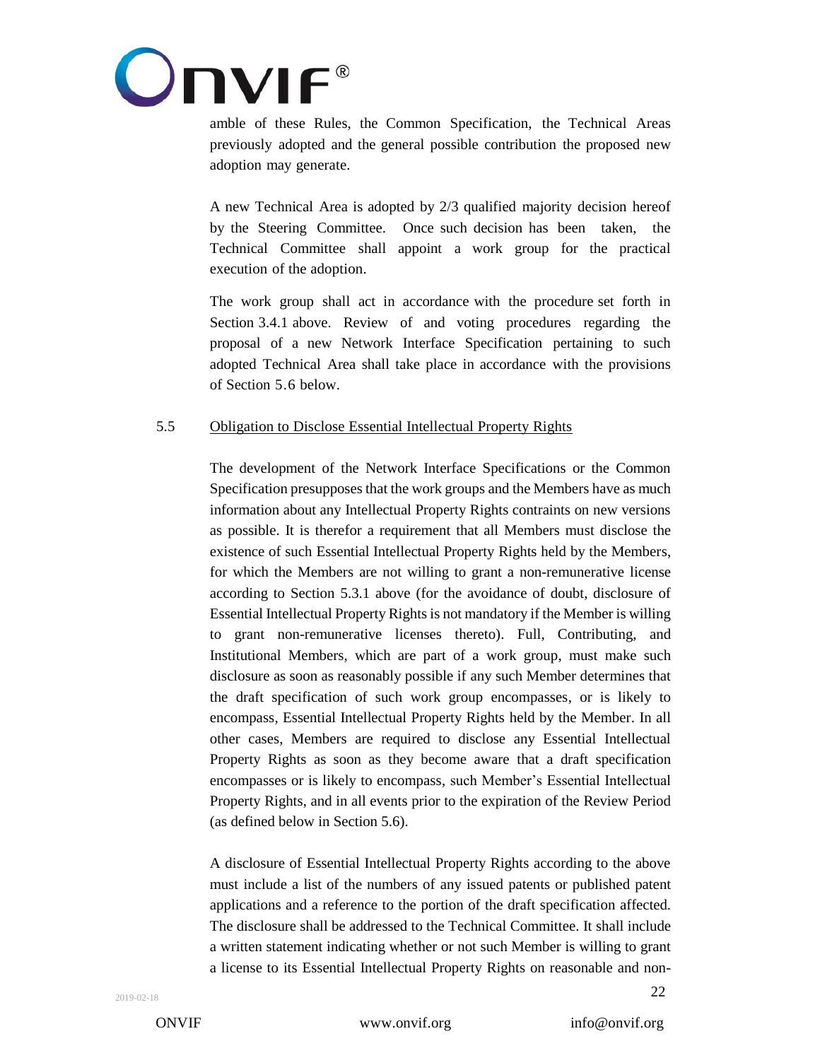amble of these Rules, the Common Specification, the Technical Areas previously adopted and the general possible contribution the proposed new adoption may generate.

A new Technical Area is adopted by 2/3 qualified majority decision hereof by the Steering Committee. Once such decision has been taken, the Technical Committee shall appoint a work group for the practical execution of the adoption.

The work group shall act in accordance with the procedure set forth in Section 3.4.1 above. Review of and voting procedures regarding the proposal of a new Network Interface Specification pertaining to such adopted Technical Area shall take place in accordance with the provisions of Section 5.6 below.

### 5.5 Obligation to Disclose Essential Intellectual Property Rights

The development of the Network Interface Specifications or the Common Specification presupposes that the work groups and the Members have as much information about any Intellectual Property Rights contraints on new versions as possible. It is therefor a requirement that all Members must disclose the existence of such Essential Intellectual Property Rights held by the Members, for which the Members are not willing to grant a non-remunerative license according to Section 5.3.1 above (for the avoidance of doubt, disclosure of Essential Intellectual Property Rights is not mandatory if the Member is willing to grant non-remunerative licenses thereto). Full, Contributing, and Institutional Members, which are part of a work group, must make such disclosure as soon as reasonably possible if any such Member determines that the draft specification of such work group encompasses, or is likely to encompass, Essential Intellectual Property Rights held by the Member. In all other cases, Members are required to disclose any Essential Intellectual Property Rights as soon as they become aware that a draft specification encompasses or is likely to encompass, such Member's Essential Intellectual Property Rights, and in all events prior to the expiration of the Review Period (as defined below in Section 5.6).

A disclosure of Essential Intellectual Property Rights according to the above must include a list of the numbers of any issued patents or published patent applications and a reference to the portion of the draft specification affected. The disclosure shall be addressed to the Technical Committee. It shall include a written statement indicating whether or not such Member is willing to grant a license to its Essential Intellectual Property Rights on reasonable and non-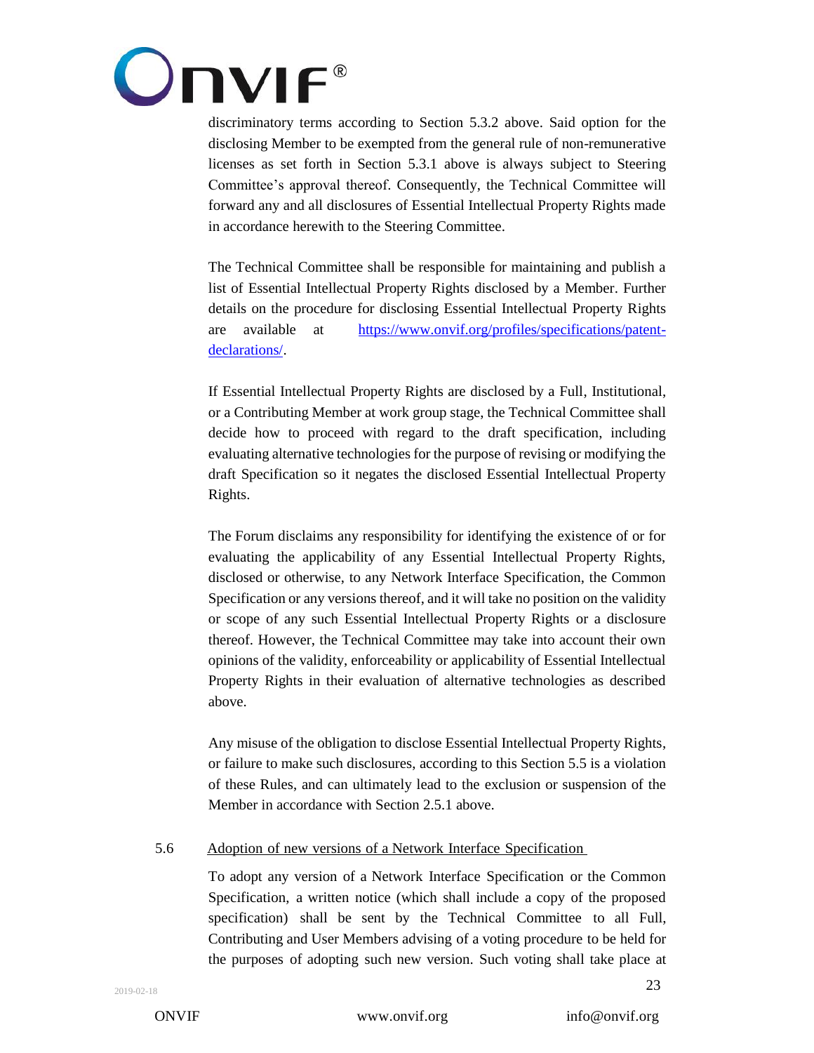discriminatory terms according to Section 5.3.2 above. Said option for the disclosing Member to be exempted from the general rule of non-remunerative licenses as set forth in Section 5.3.1 above is always subject to Steering Committee's approval thereof. Consequently, the Technical Committee will forward any and all disclosures of Essential Intellectual Property Rights made in accordance herewith to the Steering Committee.

The Technical Committee shall be responsible for maintaining and publish a list of Essential Intellectual Property Rights disclosed by a Member. Further details on the procedure for disclosing Essential Intellectual Property Rights are available at https://www.onvif.org/profiles/specifications/patent-declarations/.

If Essential Intellectual Property Rights are disclosed by a Full, Institutional, or a Contributing Member at work group stage, the Technical Committee shall decide how to proceed with regard to the draft specification, including evaluating alternative technologies for the purpose of revising or modifying the draft Specification so it negates the disclosed Essential Intellectual Property Rights.

The Forum disclaims any responsibility for identifying the existence of or for evaluating the applicability of any Essential Intellectual Property Rights, disclosed or otherwise, to any Network Interface Specification, the Common Specification or any versions thereof, and it will take no position on the validity or scope of any such Essential Intellectual Property Rights or a disclosure thereof. However, the Technical Committee may take into account their own opinions of the validity, enforceability or applicability of Essential Intellectual Property Rights in their evaluation of alternative technologies as described above.

Any misuse of the obligation to disclose Essential Intellectual Property Rights, or failure to make such disclosures, according to this Section 5.5 is a violation of these Rules, and can ultimately lead to the exclusion or suspension of the Member in accordance with Section 2.5.1 above.

### 5.6 Adoption of new versions of a Network Interface Specification

To adopt any version of a Network Interface Specification or the Common Specification, a written notice (which shall include a copy of the proposed specification) shall be sent by the Technical Committee to all Full, Contributing and User Members advising of a voting procedure to be held for the purposes of adopting such new version. Such voting shall take place at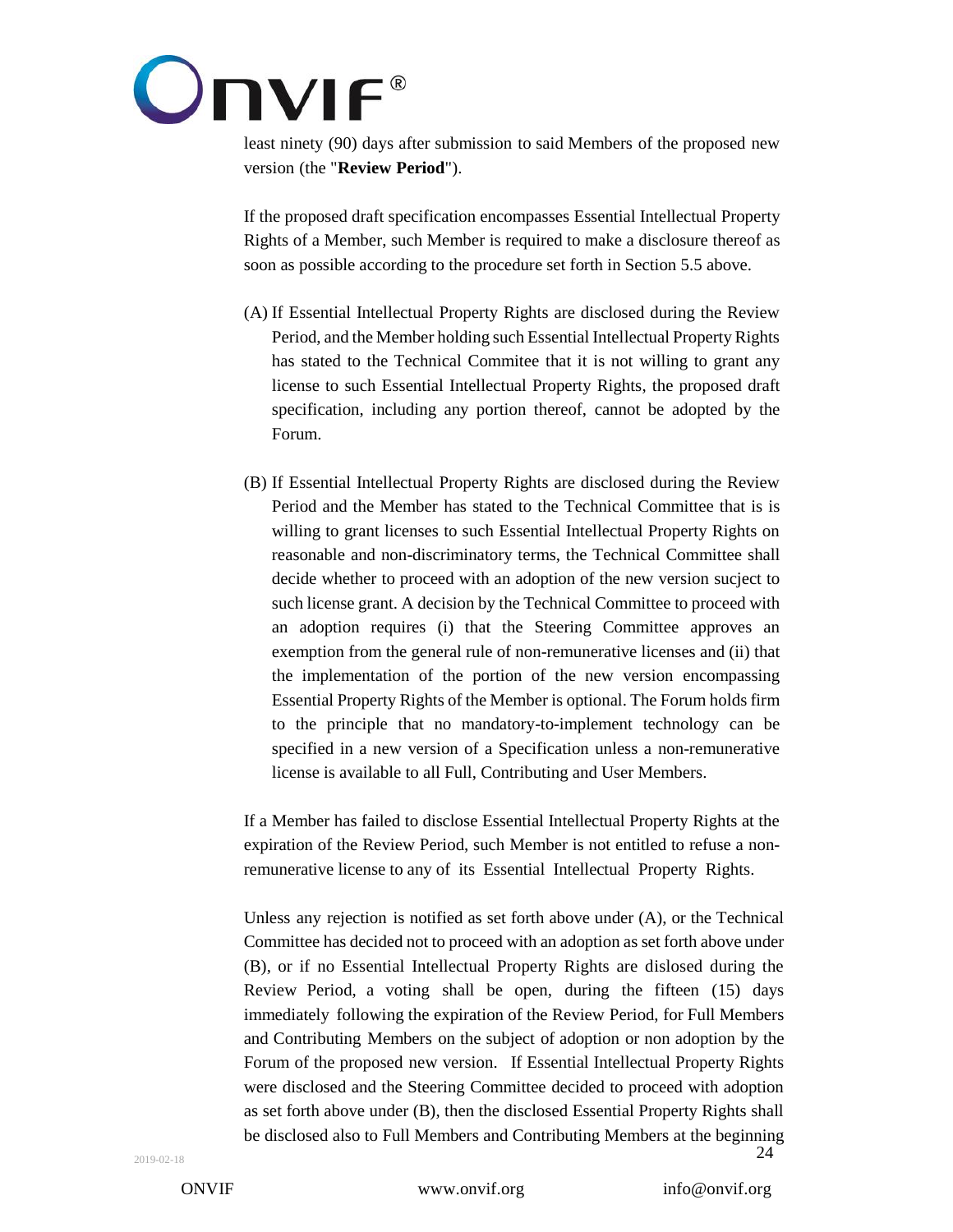least ninety (90) days after submission to said Members of the proposed new version (the "**Review Period**").

If the proposed draft specification encompasses Essential Intellectual Property Rights of a Member, such Member is required to make a disclosure thereof as soon as possible according to the procedure set forth in Section 5.5 above.

(A) If Essential Intellectual Property Rights are disclosed during the Review Period, and the Member holding such Essential Intellectual Property Rights has stated to the Technical Commitee that it is not willing to grant any license to such Essential Intellectual Property Rights, the proposed draft specification, including any portion thereof, cannot be adopted by the Forum.

(B) If Essential Intellectual Property Rights are disclosed during the Review Period and the Member has stated to the Technical Committee that is is willing to grant licenses to such Essential Intellectual Property Rights on reasonable and non-discriminatory terms, the Technical Committee shall decide whether to proceed with an adoption of the new version sucject to such license grant. A decision by the Technical Committee to proceed with an adoption requires (i) that the Steering Committee approves an exemption from the general rule of non-remunerative licenses and (ii) that the implementation of the portion of the new version encompassing Essential Property Rights of the Member is optional. The Forum holds firm to the principle that no mandatory-to-implement technology can be specified in a new version of a Specification unless a non-remunerative license is available to all Full, Contributing and User Members.

If a Member has failed to disclose Essential Intellectual Property Rights at the expiration of the Review Period, such Member is not entitled to refuse a non-remunerative license to any of its Essential Intellectual Property Rights.

Unless any rejection is notified as set forth above under (A), or the Technical Committee has decided not to proceed with an adoption as set forth above under (B), or if no Essential Intellectual Property Rights are dislosed during the Review Period, a voting shall be open, during the fifteen (15) days immediately following the expiration of the Review Period, for Full Members and Contributing Members on the subject of adoption or non adoption by the Forum of the proposed new version. If Essential Intellectual Property Rights were disclosed and the Steering Committee decided to proceed with adoption as set forth above under (B), then the disclosed Essential Property Rights shall be disclosed also to Full Members and Contributing Members at the beginning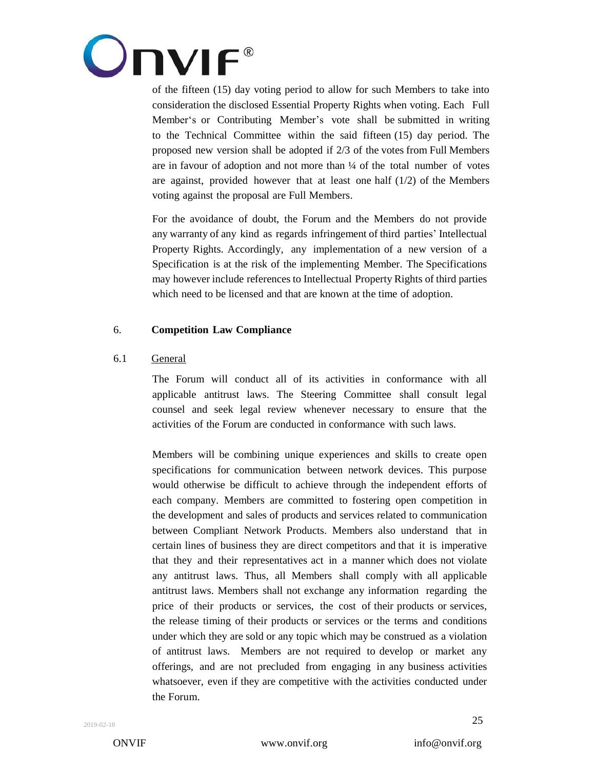of the fifteen (15) day voting period to allow for such Members to take into consideration the disclosed Essential Property Rights when voting. Each Full Member's or Contributing Member's vote shall be submitted in writing to the Technical Committee within the said fifteen (15) day period. The proposed new version shall be adopted if 2/3 of the votes from Full Members are in favour of adoption and not more than ¼ of the total number of votes are against, provided however that at least one half (1/2) of the Members voting against the proposal are Full Members.

For the avoidance of doubt, the Forum and the Members do not provide any warranty of any kind as regards infringement of third parties' Intellectual Property Rights. Accordingly, any implementation of a new version of a Specification is at the risk of the implementing Member. The Specifications may however include references to Intellectual Property Rights of third parties which need to be licensed and that are known at the time of adoption.

## 6. Competition Law Compliance

### 6.1 General

The Forum will conduct all of its activities in conformance with all applicable antitrust laws. The Steering Committee shall consult legal counsel and seek legal review whenever necessary to ensure that the activities of the Forum are conducted in conformance with such laws.

Members will be combining unique experiences and skills to create open specifications for communication between network devices. This purpose would otherwise be difficult to achieve through the independent efforts of each company. Members are committed to fostering open competition in the development and sales of products and services related to communication between Compliant Network Products. Members also understand that in certain lines of business they are direct competitors and that it is imperative that they and their representatives act in a manner which does not violate any antitrust laws. Thus, all Members shall comply with all applicable antitrust laws. Members shall not exchange any information regarding the price of their products or services, the cost of their products or services, the release timing of their products or services or the terms and conditions under which they are sold or any topic which may be construed as a violation of antitrust laws. Members are not required to develop or market any offerings, and are not precluded from engaging in any business activities whatsoever, even if they are competitive with the activities conducted under the Forum.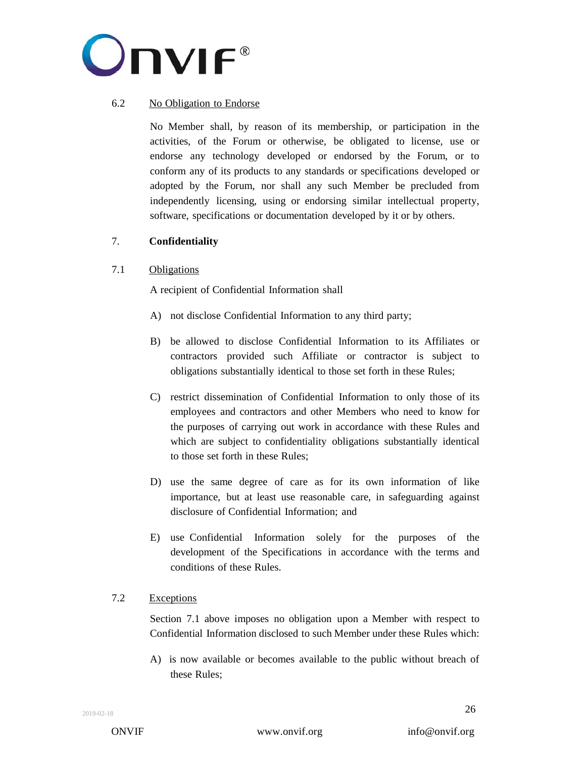### 6.2 No Obligation to Endorse

No Member shall, by reason of its membership, or participation in the activities, of the Forum or otherwise, be obligated to license, use or endorse any technology developed or endorsed by the Forum, or to conform any of its products to any standards or specifications developed or adopted by the Forum, nor shall any such Member be precluded from independently licensing, using or endorsing similar intellectual property, software, specifications or documentation developed by it or by others.

## 7. Confidentiality

### 7.1 Obligations

A recipient of Confidential Information shall

A) not disclose Confidential Information to any third party;

B) be allowed to disclose Confidential Information to its Affiliates or contractors provided such Affiliate or contractor is subject to obligations substantially identical to those set forth in these Rules;

C) restrict dissemination of Confidential Information to only those of its employees and contractors and other Members who need to know for the purposes of carrying out work in accordance with these Rules and which are subject to confidentiality obligations substantially identical to those set forth in these Rules;

D) use the same degree of care as for its own information of like importance, but at least use reasonable care, in safeguarding against disclosure of Confidential Information; and

E) use Confidential Information solely for the purposes of the development of the Specifications in accordance with the terms and conditions of these Rules.

### 7.2 Exceptions

Section 7.1 above imposes no obligation upon a Member with respect to Confidential Information disclosed to such Member under these Rules which:

A) is now available or becomes available to the public without breach of these Rules;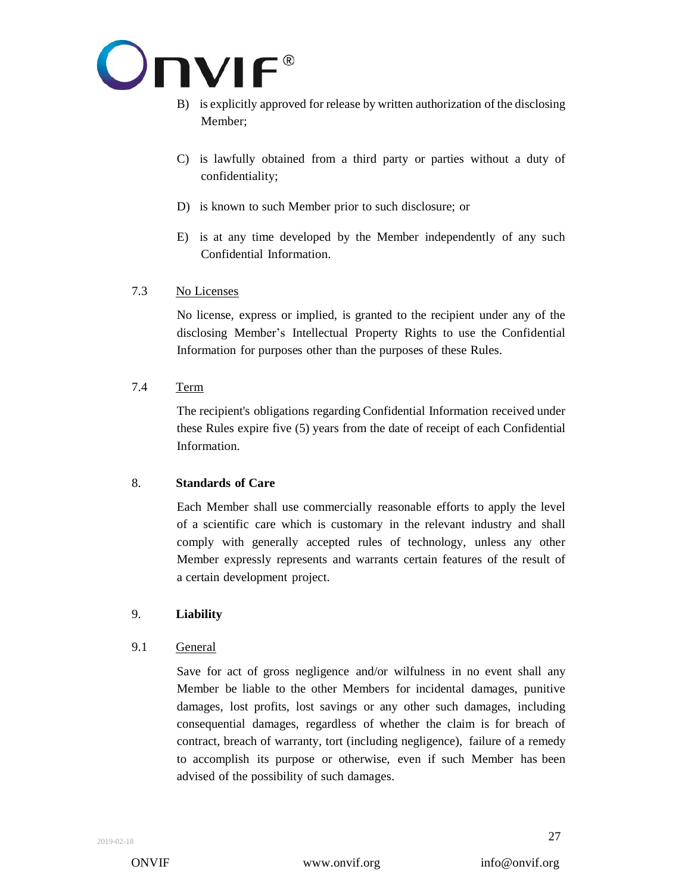B) is explicitly approved for release by written authorization of the disclosing Member;

C) is lawfully obtained from a third party or parties without a duty of confidentiality;

D) is known to such Member prior to such disclosure; or

E) is at any time developed by the Member independently of any such Confidential Information.

7.3 No Licenses

No license, express or implied, is granted to the recipient under any of the disclosing Member's Intellectual Property Rights to use the Confidential Information for purposes other than the purposes of these Rules.

7.4 Term

The recipient's obligations regarding Confidential Information received under these Rules expire five (5) years from the date of receipt of each Confidential Information.

## 8. Standards of Care

Each Member shall use commercially reasonable efforts to apply the level of a scientific care which is customary in the relevant industry and shall comply with generally accepted rules of technology, unless any other Member expressly represents and warrants certain features of the result of a certain development project.

## 9. Liability

9.1 General

Save for act of gross negligence and/or wilfulness in no event shall any Member be liable to the other Members for incidental damages, punitive damages, lost profits, lost savings or any other such damages, including consequential damages, regardless of whether the claim is for breach of contract, breach of warranty, tort (including negligence), failure of a remedy to accomplish its purpose or otherwise, even if such Member has been advised of the possibility of such damages.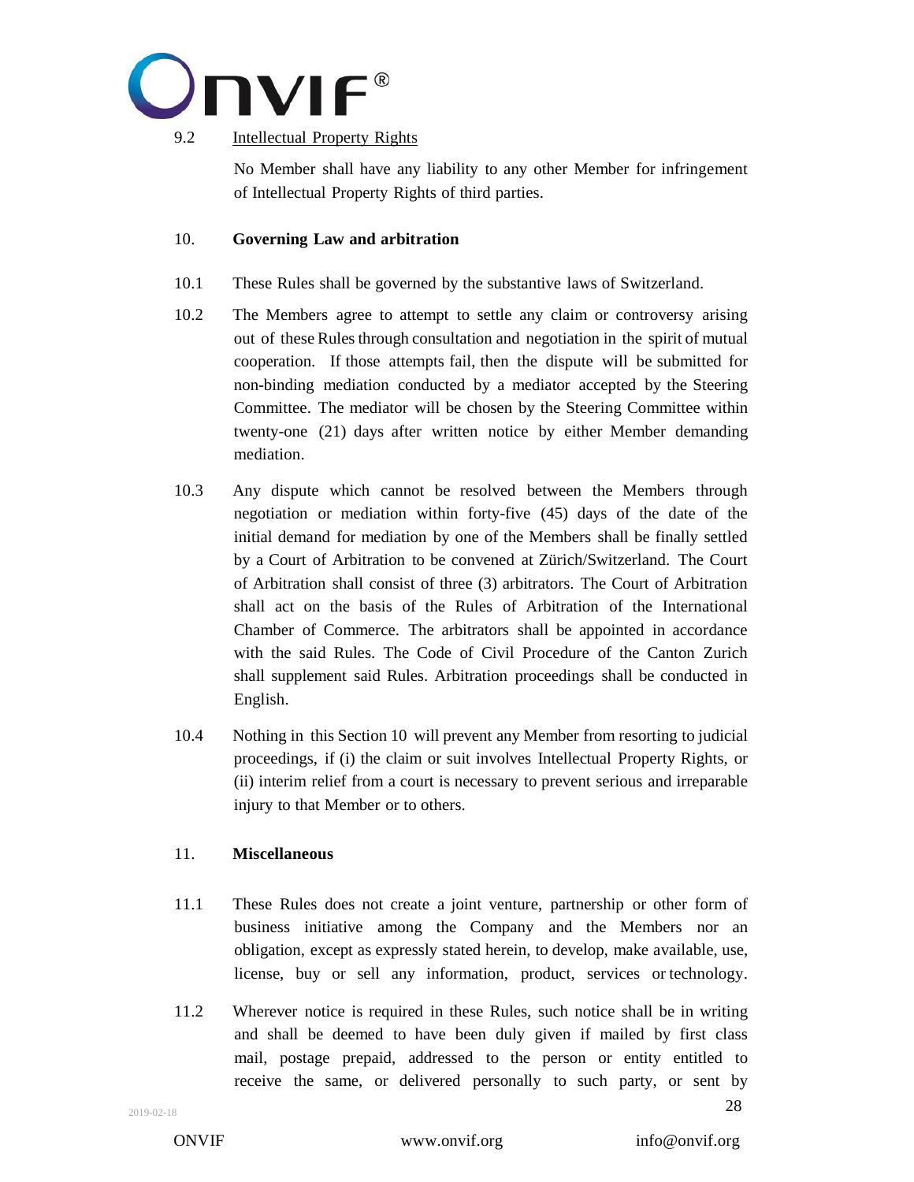9.2 Intellectual Property Rights

No Member shall have any liability to any other Member for infringement of Intellectual Property Rights of third parties.

## 10. Governing Law and arbitration

10.1 These Rules shall be governed by the substantive laws of Switzerland.

10.2 The Members agree to attempt to settle any claim or controversy arising out of these Rules through consultation and negotiation in the spirit of mutual cooperation. If those attempts fail, then the dispute will be submitted for non-binding mediation conducted by a mediator accepted by the Steering Committee. The mediator will be chosen by the Steering Committee within twenty-one (21) days after written notice by either Member demanding mediation.

10.3 Any dispute which cannot be resolved between the Members through negotiation or mediation within forty-five (45) days of the date of the initial demand for mediation by one of the Members shall be finally settled by a Court of Arbitration to be convened at Zürich/Switzerland. The Court of Arbitration shall consist of three (3) arbitrators. The Court of Arbitration shall act on the basis of the Rules of Arbitration of the International Chamber of Commerce. The arbitrators shall be appointed in accordance with the said Rules. The Code of Civil Procedure of the Canton Zurich shall supplement said Rules. Arbitration proceedings shall be conducted in English.

10.4 Nothing in this Section 10 will prevent any Member from resorting to judicial proceedings, if (i) the claim or suit involves Intellectual Property Rights, or (ii) interim relief from a court is necessary to prevent serious and irreparable injury to that Member or to others.

## 11. Miscellaneous

11.1 These Rules does not create a joint venture, partnership or other form of business initiative among the Company and the Members nor an obligation, except as expressly stated herein, to develop, make available, use, license, buy or sell any information, product, services or technology.

11.2 Wherever notice is required in these Rules, such notice shall be in writing and shall be deemed to have been duly given if mailed by first class mail, postage prepaid, addressed to the person or entity entitled to receive the same, or delivered personally to such party, or sent by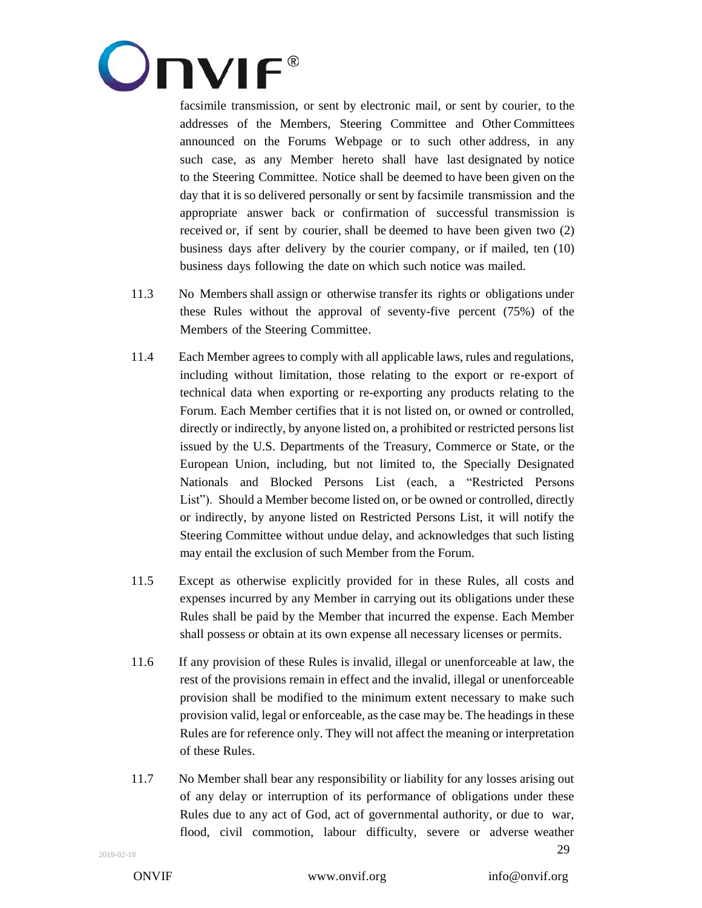facsimile transmission, or sent by electronic mail, or sent by courier, to the addresses of the Members, Steering Committee and Other Committees announced on the Forums Webpage or to such other address, in any such case, as any Member hereto shall have last designated by notice to the Steering Committee. Notice shall be deemed to have been given on the day that it is so delivered personally or sent by facsimile transmission and the appropriate answer back or confirmation of successful transmission is received or, if sent by courier, shall be deemed to have been given two (2) business days after delivery by the courier company, or if mailed, ten (10) business days following the date on which such notice was mailed.

11.3 No Members shall assign or otherwise transfer its rights or obligations under these Rules without the approval of seventy-five percent (75%) of the Members of the Steering Committee.

11.4 Each Member agrees to comply with all applicable laws, rules and regulations, including without limitation, those relating to the export or re-export of technical data when exporting or re-exporting any products relating to the Forum. Each Member certifies that it is not listed on, or owned or controlled, directly or indirectly, by anyone listed on, a prohibited or restricted persons list issued by the U.S. Departments of the Treasury, Commerce or State, or the European Union, including, but not limited to, the Specially Designated Nationals and Blocked Persons List (each, a "Restricted Persons List"). Should a Member become listed on, or be owned or controlled, directly or indirectly, by anyone listed on Restricted Persons List, it will notify the Steering Committee without undue delay, and acknowledges that such listing may entail the exclusion of such Member from the Forum.

11.5 Except as otherwise explicitly provided for in these Rules, all costs and expenses incurred by any Member in carrying out its obligations under these Rules shall be paid by the Member that incurred the expense. Each Member shall possess or obtain at its own expense all necessary licenses or permits.

11.6 If any provision of these Rules is invalid, illegal or unenforceable at law, the rest of the provisions remain in effect and the invalid, illegal or unenforceable provision shall be modified to the minimum extent necessary to make such provision valid, legal or enforceable, as the case may be. The headings in these Rules are for reference only. They will not affect the meaning or interpretation of these Rules.

11.7 No Member shall bear any responsibility or liability for any losses arising out of any delay or interruption of its performance of obligations under these Rules due to any act of God, act of governmental authority, or due to war, flood, civil commotion, labour difficulty, severe or adverse weather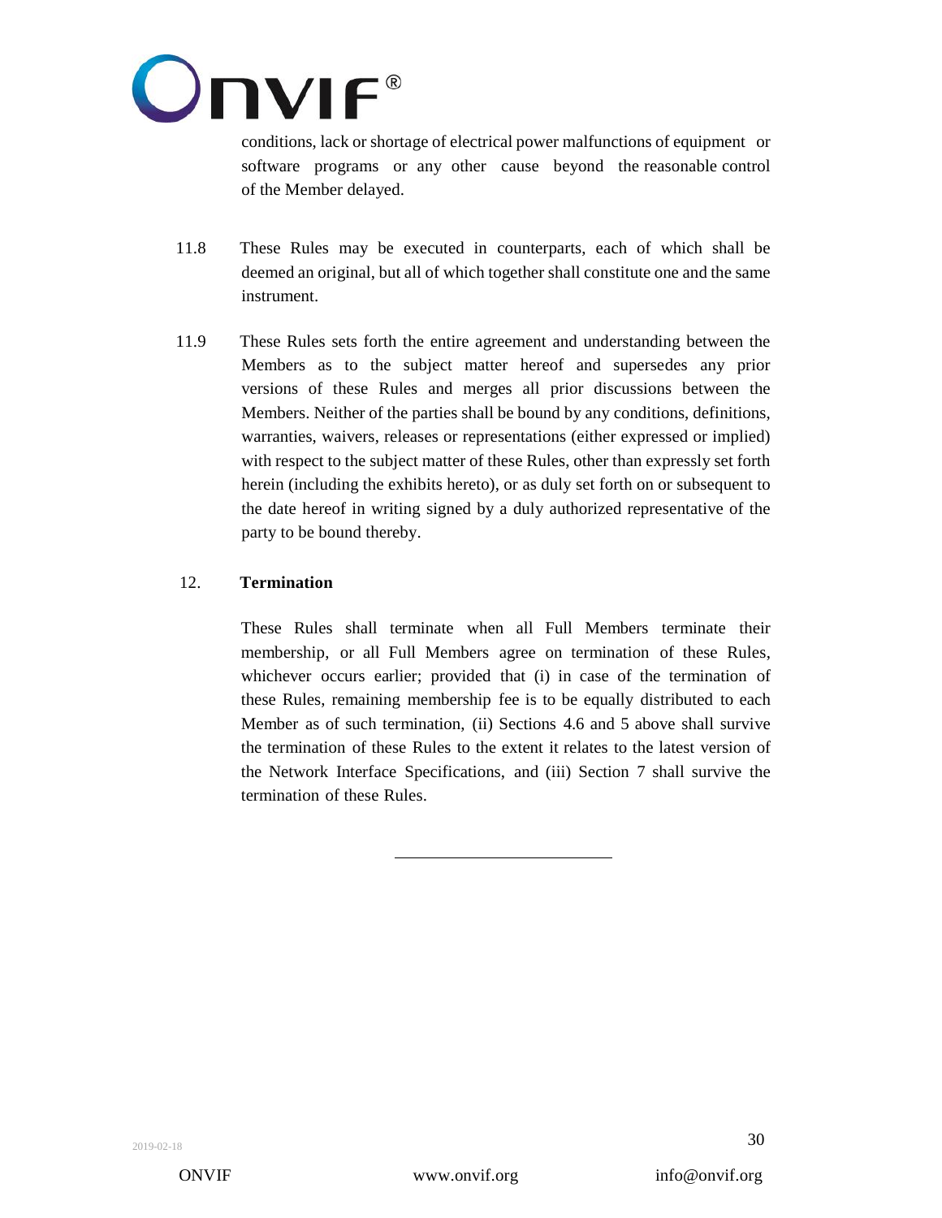conditions, lack or shortage of electrical power malfunctions of equipment or software programs or any other cause beyond the reasonable control of the Member delayed.

11.8 These Rules may be executed in counterparts, each of which shall be deemed an original, but all of which together shall constitute one and the same instrument.

11.9 These Rules sets forth the entire agreement and understanding between the Members as to the subject matter hereof and supersedes any prior versions of these Rules and merges all prior discussions between the Members. Neither of the parties shall be bound by any conditions, definitions, warranties, waivers, releases or representations (either expressed or implied) with respect to the subject matter of these Rules, other than expressly set forth herein (including the exhibits hereto), or as duly set forth on or subsequent to the date hereof in writing signed by a duly authorized representative of the party to be bound thereby.

## 12. **Termination**

These Rules shall terminate when all Full Members terminate their membership, or all Full Members agree on termination of these Rules, whichever occurs earlier; provided that (i) in case of the termination of these Rules, remaining membership fee is to be equally distributed to each Member as of such termination, (ii) Sections 4.6 and 5 above shall survive the termination of these Rules to the extent it relates to the latest version of the Network Interface Specifications, and (iii) Section 7 shall survive the termination of these Rules.

---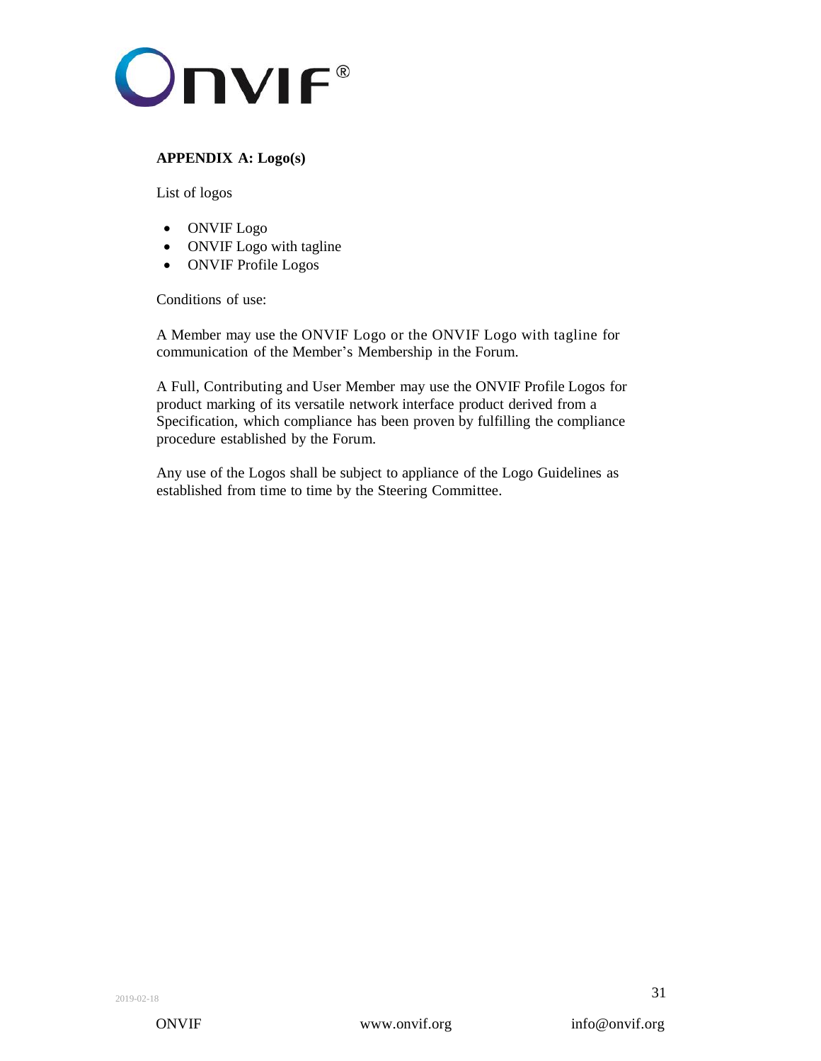**APPENDIX A: Logo(s)**

List of logos

- ONVIF Logo
- ONVIF Logo with tagline
- ONVIF Profile Logos

Conditions of use:

A Member may use the ONVIF Logo or the ONVIF Logo with tagline for communication of the Member's Membership in the Forum.

A Full, Contributing and User Member may use the ONVIF Profile Logos for product marking of its versatile network interface product derived from a Specification, which compliance has been proven by fulfilling the compliance procedure established by the Forum.

Any use of the Logos shall be subject to appliance of the Logo Guidelines as established from time to time by the Steering Committee.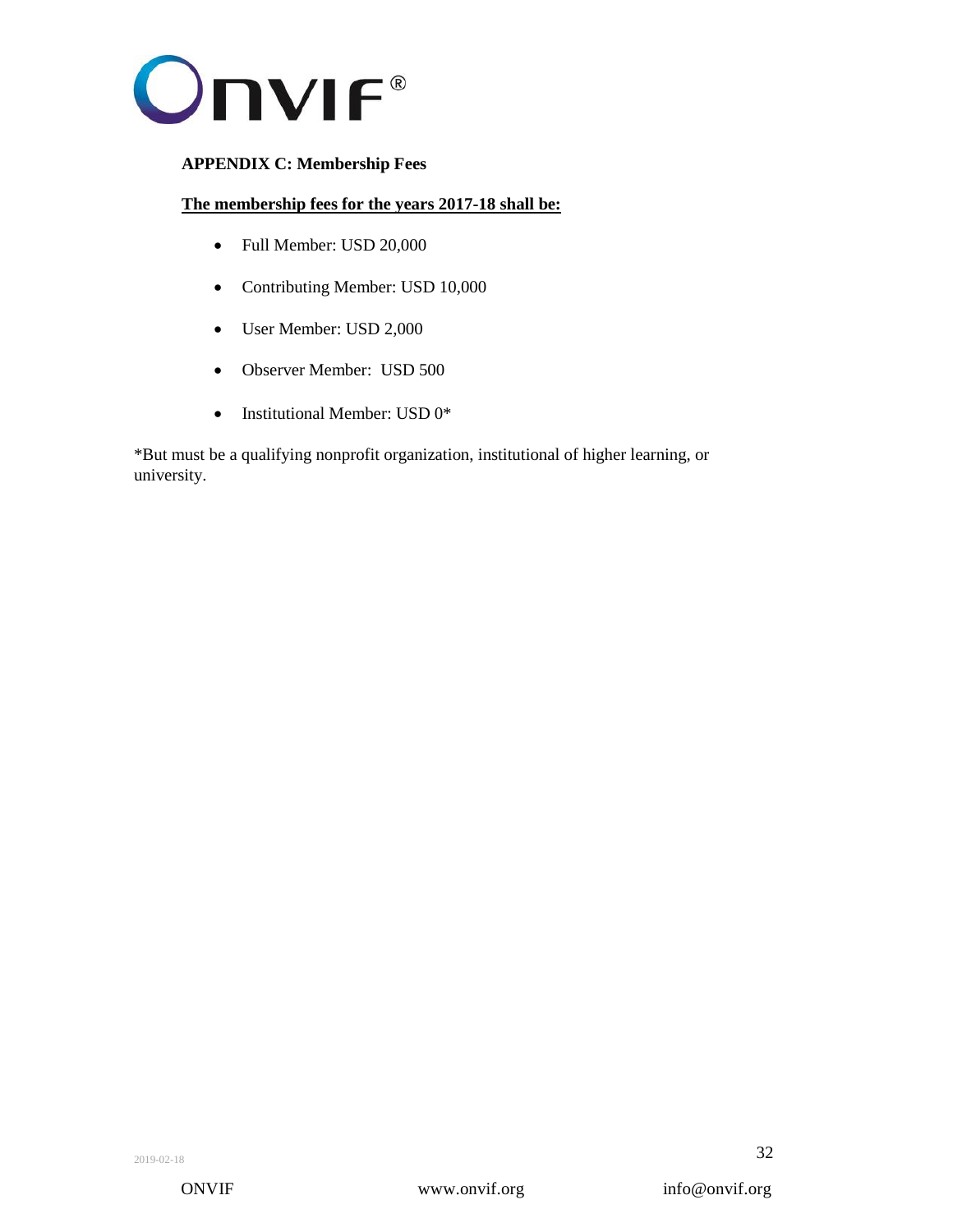**APPENDIX C: Membership Fees**

**The membership fees for the years 2017-18 shall be:**

- Full Member: USD 20,000
- Contributing Member: USD 10,000
- User Member: USD 2,000
- Observer Member: USD 500
- Institutional Member: USD 0*

*But must be a qualifying nonprofit organization, institutional of higher learning, or university.